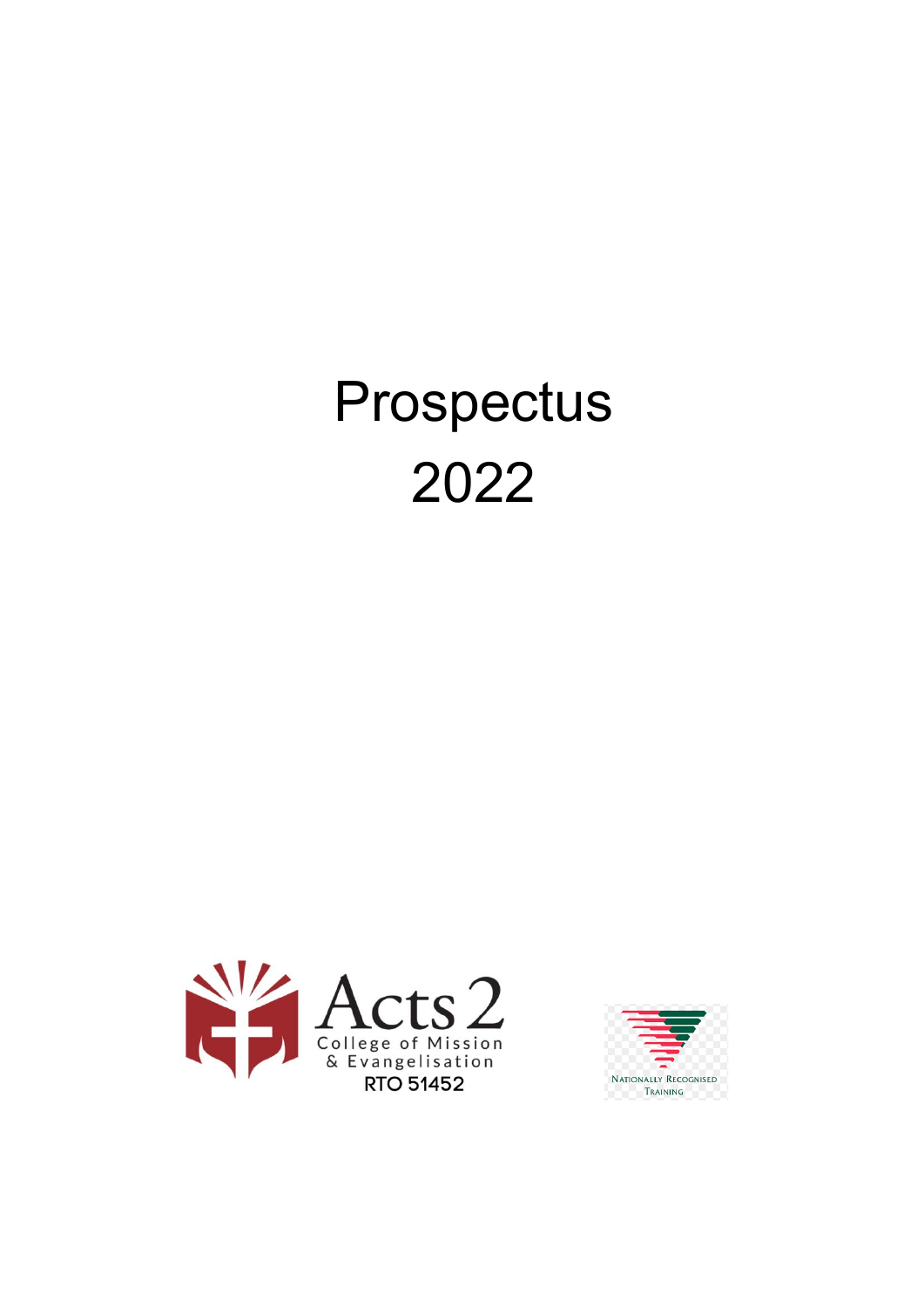# Prospectus 2022

Acts 2 College of Mission & Evangelisation

RTO 51452

Nationally Recognised Training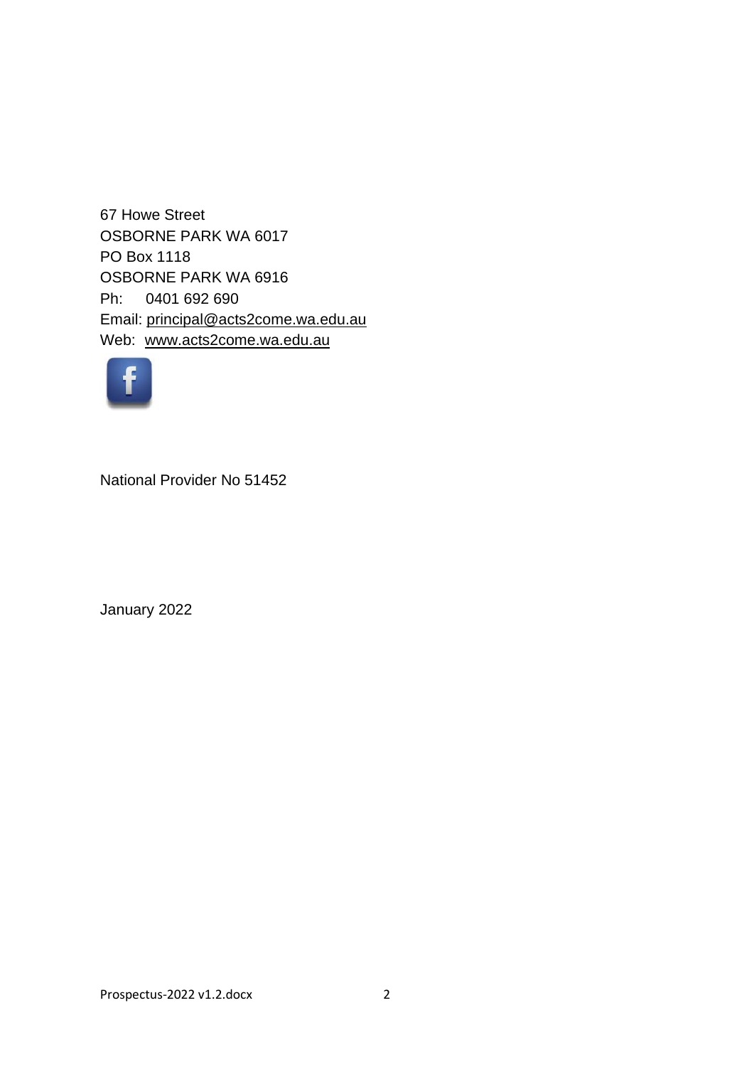67 Howe Street
OSBORNE PARK WA 6017
PO Box 1118
OSBORNE PARK WA 6916
Ph: 0401 692 690
Email: principal@acts2come.wa.edu.au
Web: www.acts2come.wa.edu.au

National Provider No 51452

January 2022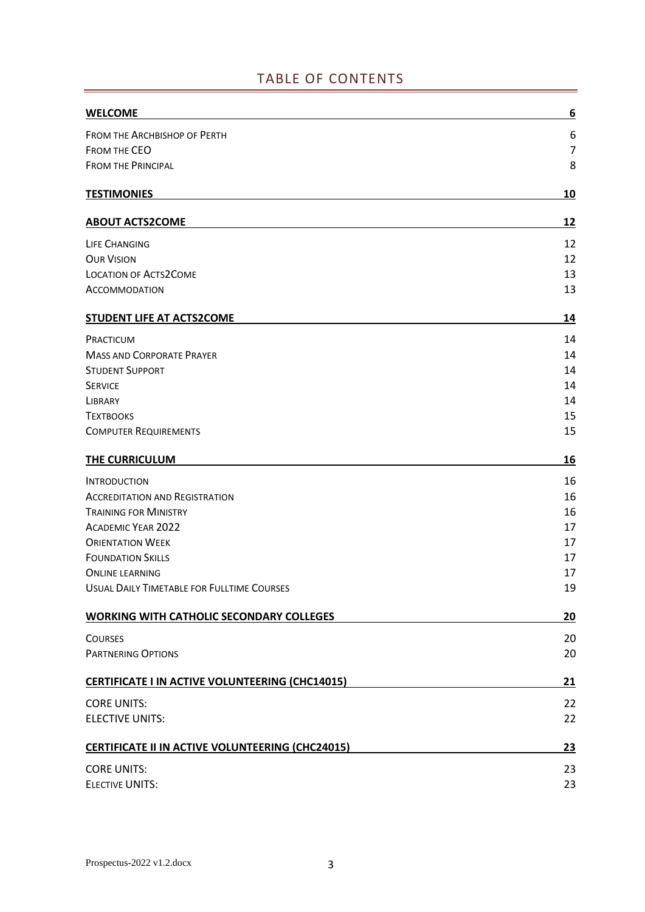# TABLE OF CONTENTS

**WELCOME** 6

FROM THE ARCHBISHOP OF PERTH 6
FROM THE CEO 7
FROM THE PRINCIPAL 8

**TESTIMONIES** 10

**ABOUT ACTS2COME** 12

LIFE CHANGING 12
OUR VISION 12
LOCATION OF ACTS2COME 13
ACCOMMODATION 13

**STUDENT LIFE AT ACTS2COME** 14

PRACTICUM 14
MASS AND CORPORATE PRAYER 14
STUDENT SUPPORT 14
SERVICE 14
LIBRARY 14
TEXTBOOKS 15
COMPUTER REQUIREMENTS 15

**THE CURRICULUM** 16

INTRODUCTION 16
ACCREDITATION AND REGISTRATION 16
TRAINING FOR MINISTRY 16
ACADEMIC YEAR 2022 17
ORIENTATION WEEK 17
FOUNDATION SKILLS 17
ONLINE LEARNING 17
USUAL DAILY TIMETABLE FOR FULLTIME COURSES 19

**WORKING WITH CATHOLIC SECONDARY COLLEGES** 20

COURSES 20
PARTNERING OPTIONS 20

**CERTIFICATE I IN ACTIVE VOLUNTEERING (CHC14015)** 21

CORE UNITS: 22
ELECTIVE UNITS: 22

**CERTIFICATE II IN ACTIVE VOLUNTEERING (CHC24015)** 23

CORE UNITS: 23
ELECTIVE UNITS: 23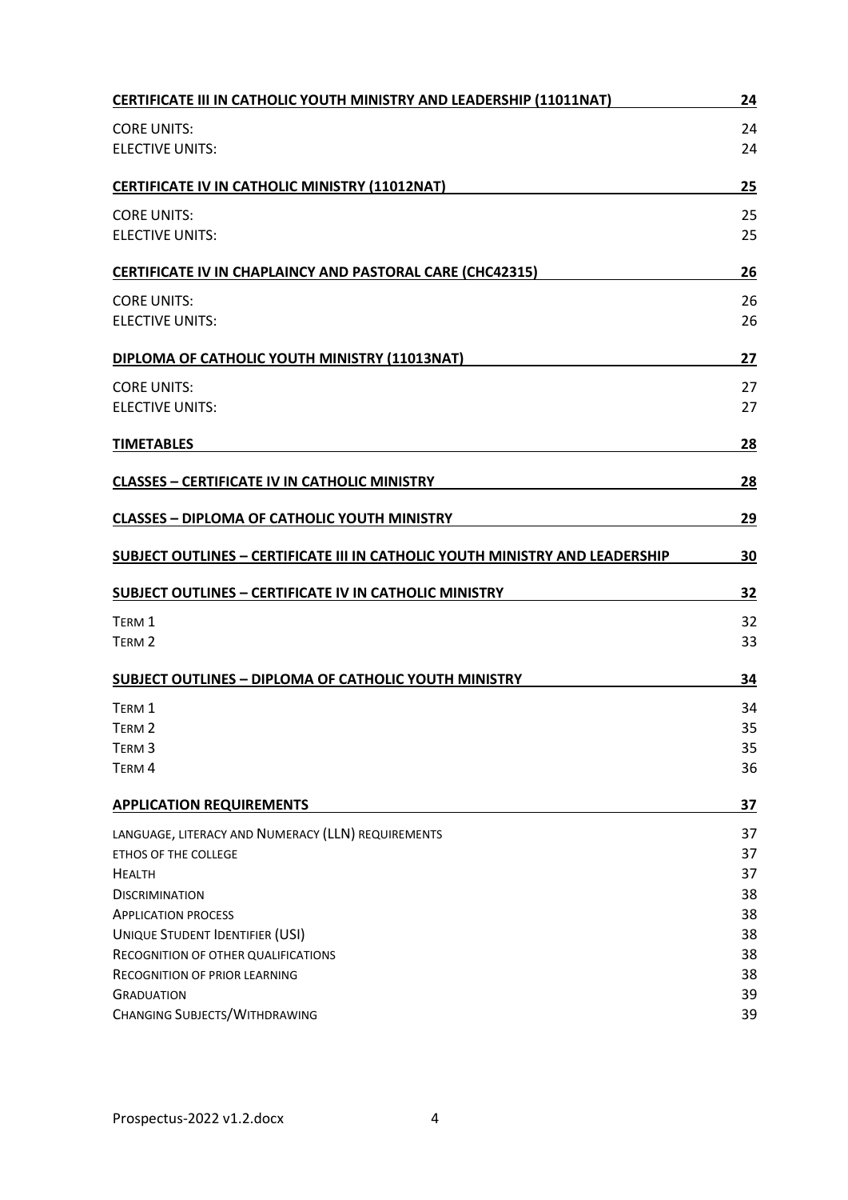| | |
|---|---|
| **CERTIFICATE III IN CATHOLIC YOUTH MINISTRY AND LEADERSHIP (11011NAT)** | **24** |
| CORE UNITS: | 24 |
| ELECTIVE UNITS: | 24 |
| **CERTIFICATE IV IN CATHOLIC MINISTRY (11012NAT)** | **25** |
| CORE UNITS: | 25 |
| ELECTIVE UNITS: | 25 |
| **CERTIFICATE IV IN CHAPLAINCY AND PASTORAL CARE (CHC42315)** | **26** |
| CORE UNITS: | 26 |
| ELECTIVE UNITS: | 26 |
| **DIPLOMA OF CATHOLIC YOUTH MINISTRY (11013NAT)** | **27** |
| CORE UNITS: | 27 |
| ELECTIVE UNITS: | 27 |
| **TIMETABLES** | **28** |
| **CLASSES – CERTIFICATE IV IN CATHOLIC MINISTRY** | **28** |
| **CLASSES – DIPLOMA OF CATHOLIC YOUTH MINISTRY** | **29** |
| **SUBJECT OUTLINES – CERTIFICATE III IN CATHOLIC YOUTH MINISTRY AND LEADERSHIP** | **30** |
| **SUBJECT OUTLINES – CERTIFICATE IV IN CATHOLIC MINISTRY** | **32** |
| TERM 1 | 32 |
| TERM 2 | 33 |
| **SUBJECT OUTLINES – DIPLOMA OF CATHOLIC YOUTH MINISTRY** | **34** |
| TERM 1 | 34 |
| TERM 2 | 35 |
| TERM 3 | 35 |
| TERM 4 | 36 |
| **APPLICATION REQUIREMENTS** | **37** |
| LANGUAGE, LITERACY AND NUMERACY (LLN) REQUIREMENTS | 37 |
| ETHOS OF THE COLLEGE | 37 |
| HEALTH | 37 |
| DISCRIMINATION | 38 |
| APPLICATION PROCESS | 38 |
| UNIQUE STUDENT IDENTIFIER (USI) | 38 |
| RECOGNITION OF OTHER QUALIFICATIONS | 38 |
| RECOGNITION OF PRIOR LEARNING | 38 |
| GRADUATION | 39 |
| CHANGING SUBJECTS/WITHDRAWING | 39 |

Prospectus-2022 v1.2.docx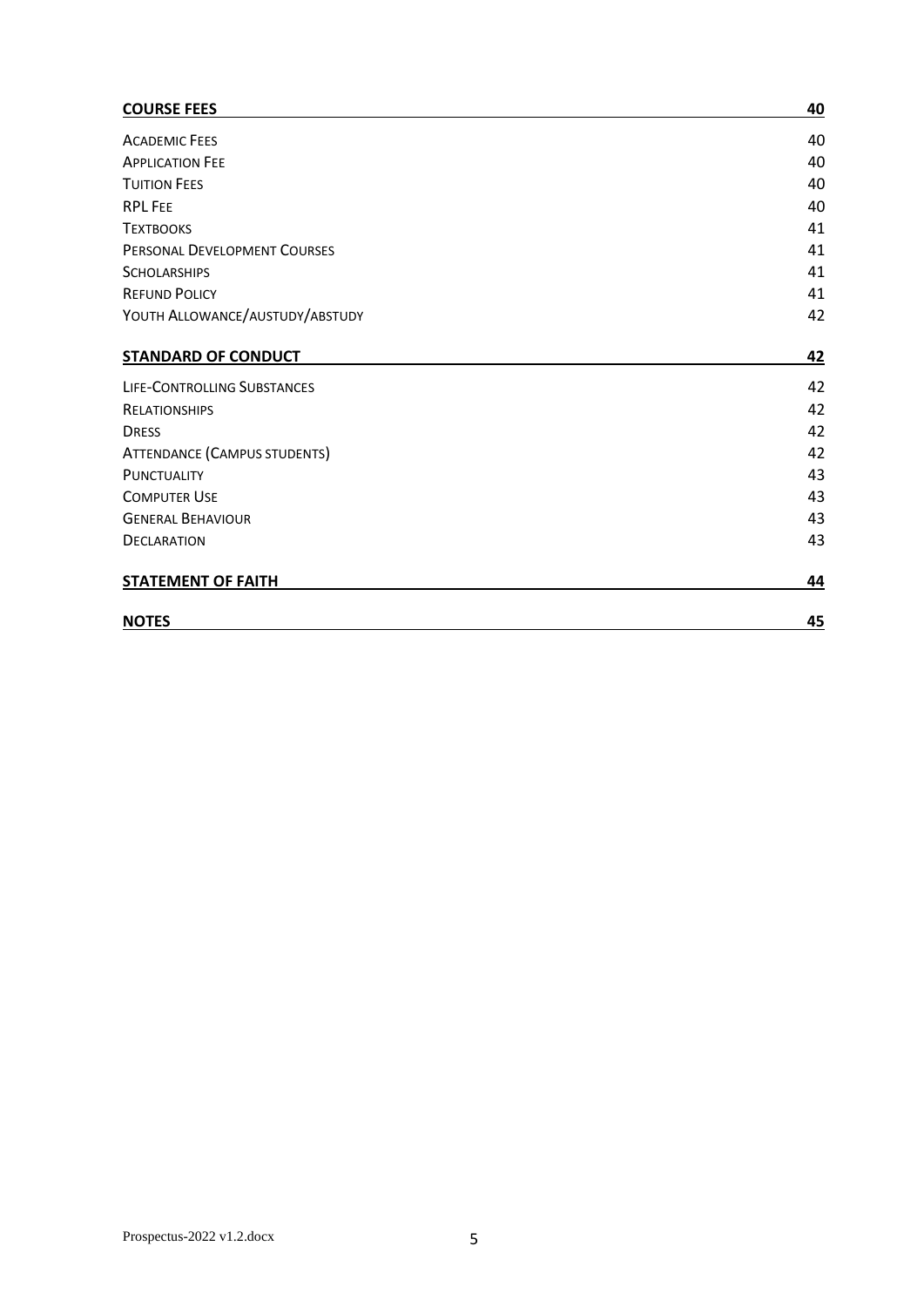| **COURSE FEES** | **40** |
|---|---|
| Academic Fees | 40 |
| Application Fee | 40 |
| Tuition Fees | 40 |
| RPL Fee | 40 |
| Textbooks | 41 |
| Personal Development Courses | 41 |
| Scholarships | 41 |
| Refund Policy | 41 |
| Youth Allowance/Austudy/Abstudy | 42 |
| **STANDARD OF CONDUCT** | **42** |
| Life-Controlling Substances | 42 |
| Relationships | 42 |
| Dress | 42 |
| Attendance (Campus students) | 42 |
| Punctuality | 43 |
| Computer Use | 43 |
| General Behaviour | 43 |
| Declaration | 43 |
| **STATEMENT OF FAITH** | **44** |
| **NOTES** | **45** |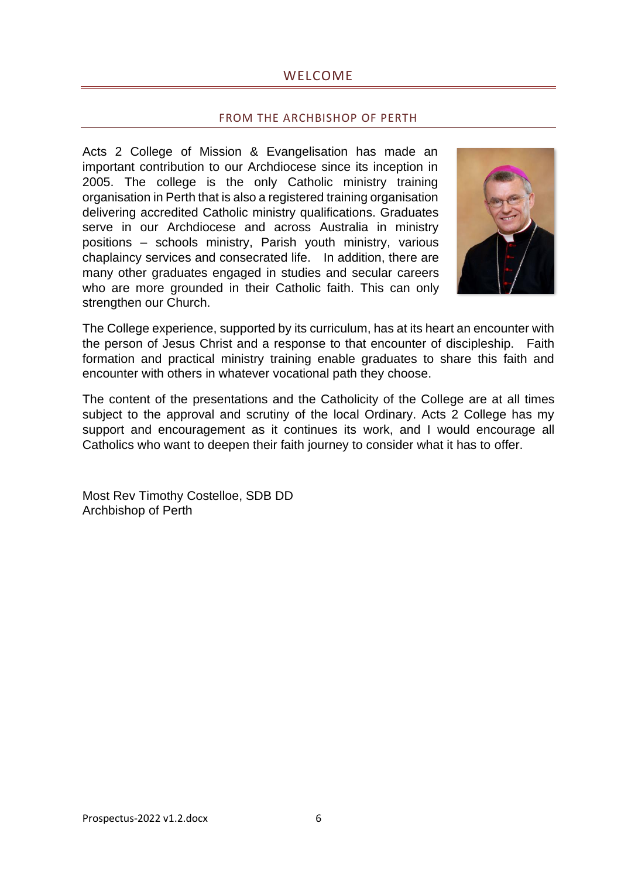# WELCOME

## FROM THE ARCHBISHOP OF PERTH

Acts 2 College of Mission & Evangelisation has made an important contribution to our Archdiocese since its inception in 2005. The college is the only Catholic ministry training organisation in Perth that is also a registered training organisation delivering accredited Catholic ministry qualifications. Graduates serve in our Archdiocese and across Australia in ministry positions – schools ministry, Parish youth ministry, various chaplaincy services and consecrated life. In addition, there are many other graduates engaged in studies and secular careers who are more grounded in their Catholic faith. This can only strengthen our Church.

The College experience, supported by its curriculum, has at its heart an encounter with the person of Jesus Christ and a response to that encounter of discipleship. Faith formation and practical ministry training enable graduates to share this faith and encounter with others in whatever vocational path they choose.

The content of the presentations and the Catholicity of the College are at all times subject to the approval and scrutiny of the local Ordinary. Acts 2 College has my support and encouragement as it continues its work, and I would encourage all Catholics who want to deepen their faith journey to consider what it has to offer.

Most Rev Timothy Costelloe, SDB DD
Archbishop of Perth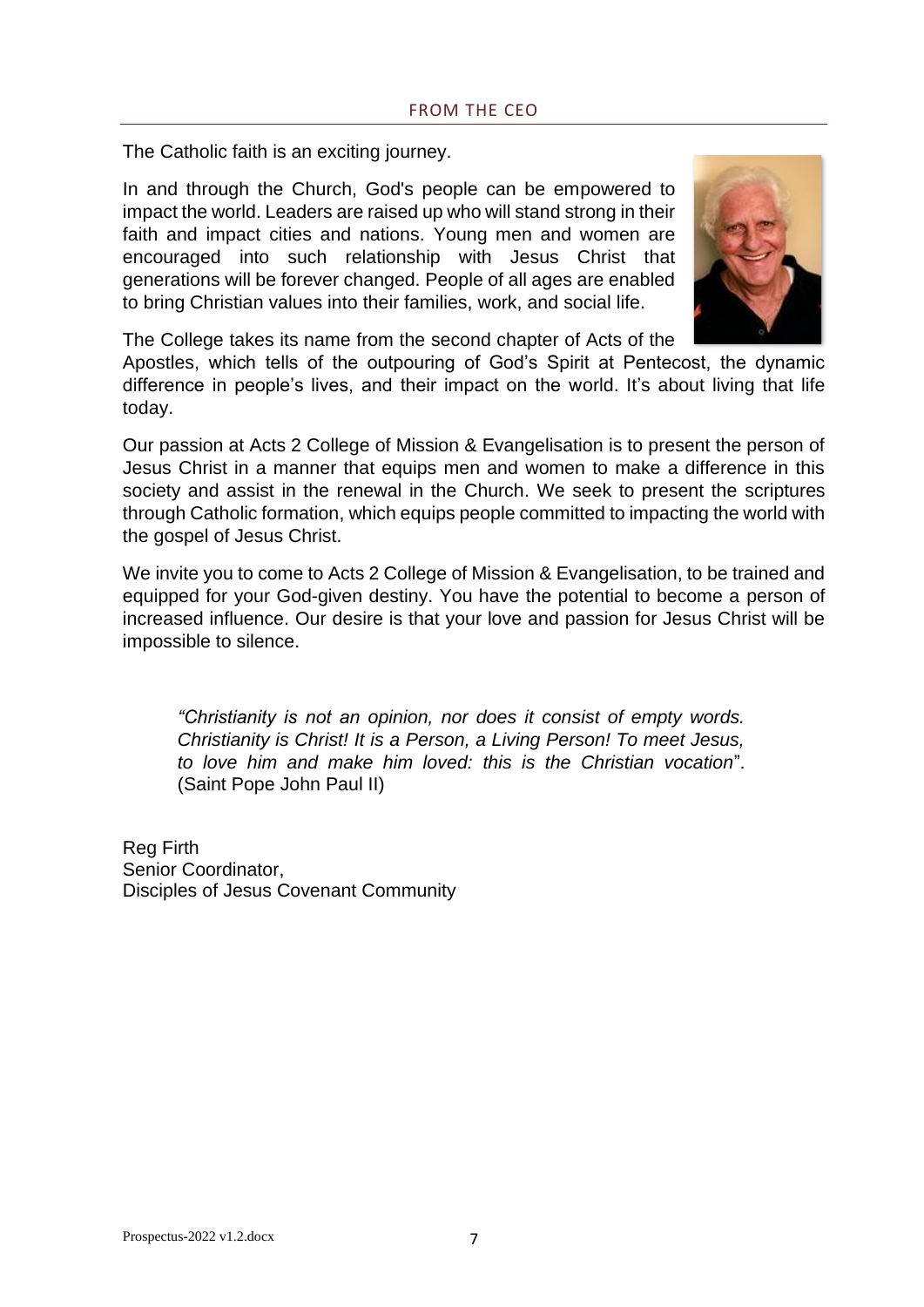## FROM THE CEO

The Catholic faith is an exciting journey.

In and through the Church, God's people can be empowered to impact the world. Leaders are raised up who will stand strong in their faith and impact cities and nations. Young men and women are encouraged into such relationship with Jesus Christ that generations will be forever changed. People of all ages are enabled to bring Christian values into their families, work, and social life.

The College takes its name from the second chapter of Acts of the Apostles, which tells of the outpouring of God's Spirit at Pentecost, the dynamic difference in people's lives, and their impact on the world. It's about living that life today.

Our passion at Acts 2 College of Mission & Evangelisation is to present the person of Jesus Christ in a manner that equips men and women to make a difference in this society and assist in the renewal in the Church. We seek to present the scriptures through Catholic formation, which equips people committed to impacting the world with the gospel of Jesus Christ.

We invite you to come to Acts 2 College of Mission & Evangelisation, to be trained and equipped for your God-given destiny. You have the potential to become a person of increased influence. Our desire is that your love and passion for Jesus Christ will be impossible to silence.

> *"Christianity is not an opinion, nor does it consist of empty words. Christianity is Christ! It is a Person, a Living Person! To meet Jesus, to love him and make him loved: this is the Christian vocation*".
> (Saint Pope John Paul II)

Reg Firth
Senior Coordinator,
Disciples of Jesus Covenant Community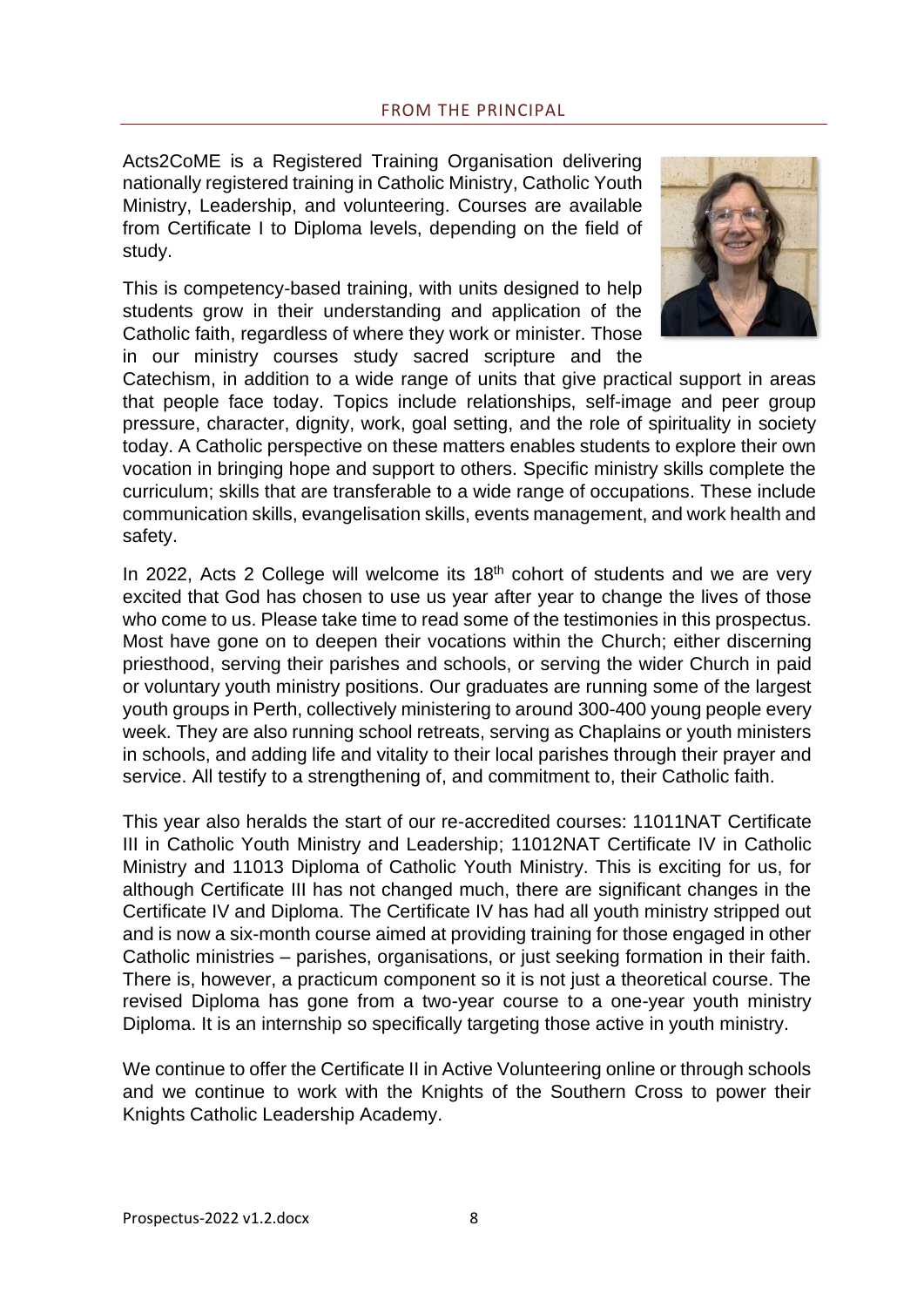## FROM THE PRINCIPAL

Acts2CoME is a Registered Training Organisation delivering nationally registered training in Catholic Ministry, Catholic Youth Ministry, Leadership, and volunteering. Courses are available from Certificate I to Diploma levels, depending on the field of study.

This is competency-based training, with units designed to help students grow in their understanding and application of the Catholic faith, regardless of where they work or minister. Those in our ministry courses study sacred scripture and the Catechism, in addition to a wide range of units that give practical support in areas that people face today. Topics include relationships, self-image and peer group pressure, character, dignity, work, goal setting, and the role of spirituality in society today. A Catholic perspective on these matters enables students to explore their own vocation in bringing hope and support to others. Specific ministry skills complete the curriculum; skills that are transferable to a wide range of occupations. These include communication skills, evangelisation skills, events management, and work health and safety.

In 2022, Acts 2 College will welcome its 18th cohort of students and we are very excited that God has chosen to use us year after year to change the lives of those who come to us. Please take time to read some of the testimonies in this prospectus. Most have gone on to deepen their vocations within the Church; either discerning priesthood, serving their parishes and schools, or serving the wider Church in paid or voluntary youth ministry positions. Our graduates are running some of the largest youth groups in Perth, collectively ministering to around 300-400 young people every week. They are also running school retreats, serving as Chaplains or youth ministers in schools, and adding life and vitality to their local parishes through their prayer and service. All testify to a strengthening of, and commitment to, their Catholic faith.

This year also heralds the start of our re-accredited courses: 11011NAT Certificate III in Catholic Youth Ministry and Leadership; 11012NAT Certificate IV in Catholic Ministry and 11013 Diploma of Catholic Youth Ministry. This is exciting for us, for although Certificate III has not changed much, there are significant changes in the Certificate IV and Diploma. The Certificate IV has had all youth ministry stripped out and is now a six-month course aimed at providing training for those engaged in other Catholic ministries – parishes, organisations, or just seeking formation in their faith. There is, however, a practicum component so it is not just a theoretical course. The revised Diploma has gone from a two-year course to a one-year youth ministry Diploma. It is an internship so specifically targeting those active in youth ministry.

We continue to offer the Certificate II in Active Volunteering online or through schools and we continue to work with the Knights of the Southern Cross to power their Knights Catholic Leadership Academy.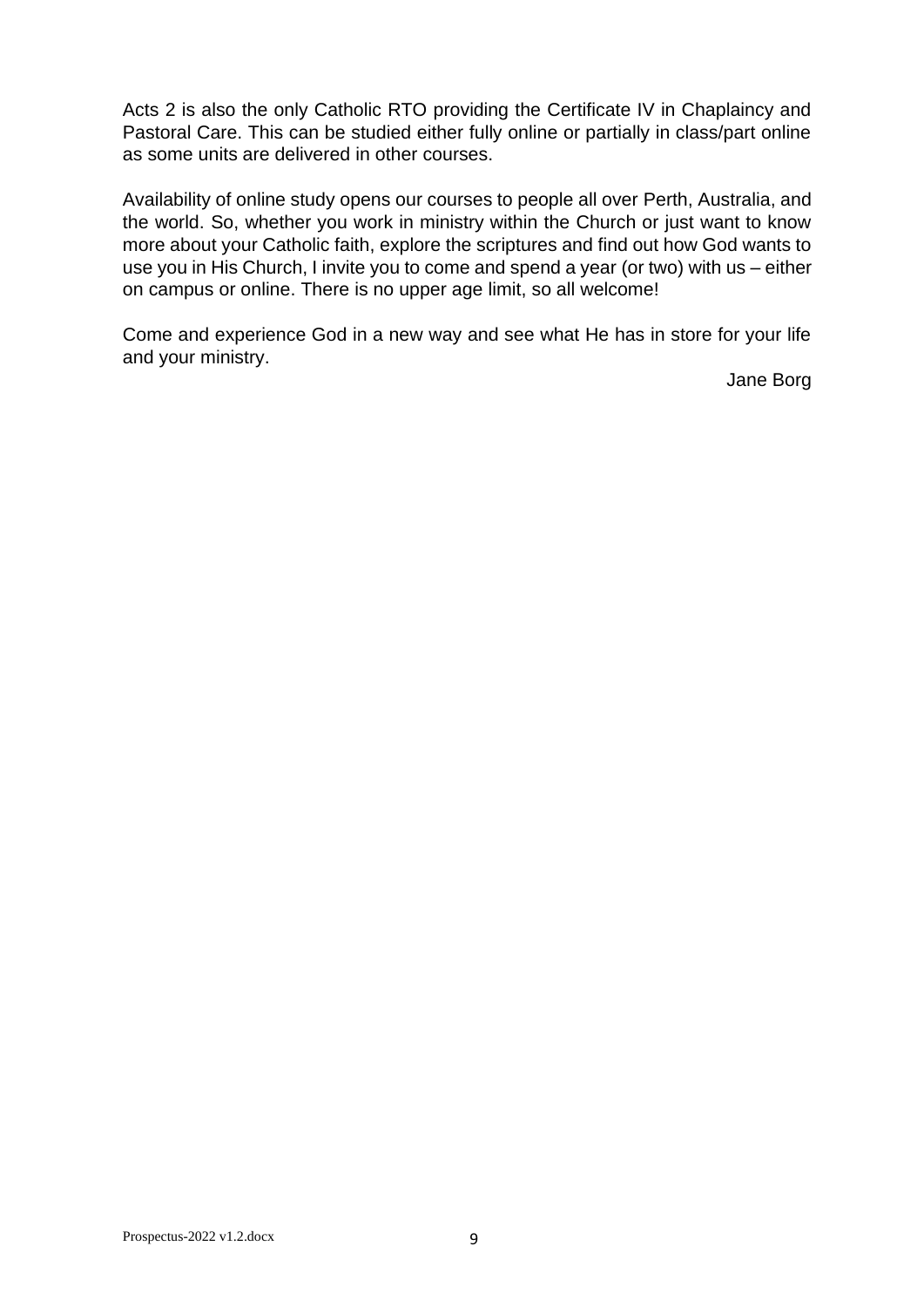Acts 2 is also the only Catholic RTO providing the Certificate IV in Chaplaincy and Pastoral Care. This can be studied either fully online or partially in class/part online as some units are delivered in other courses.

Availability of online study opens our courses to people all over Perth, Australia, and the world. So, whether you work in ministry within the Church or just want to know more about your Catholic faith, explore the scriptures and find out how God wants to use you in His Church, I invite you to come and spend a year (or two) with us – either on campus or online. There is no upper age limit, so all welcome!

Come and experience God in a new way and see what He has in store for your life and your ministry.

Jane Borg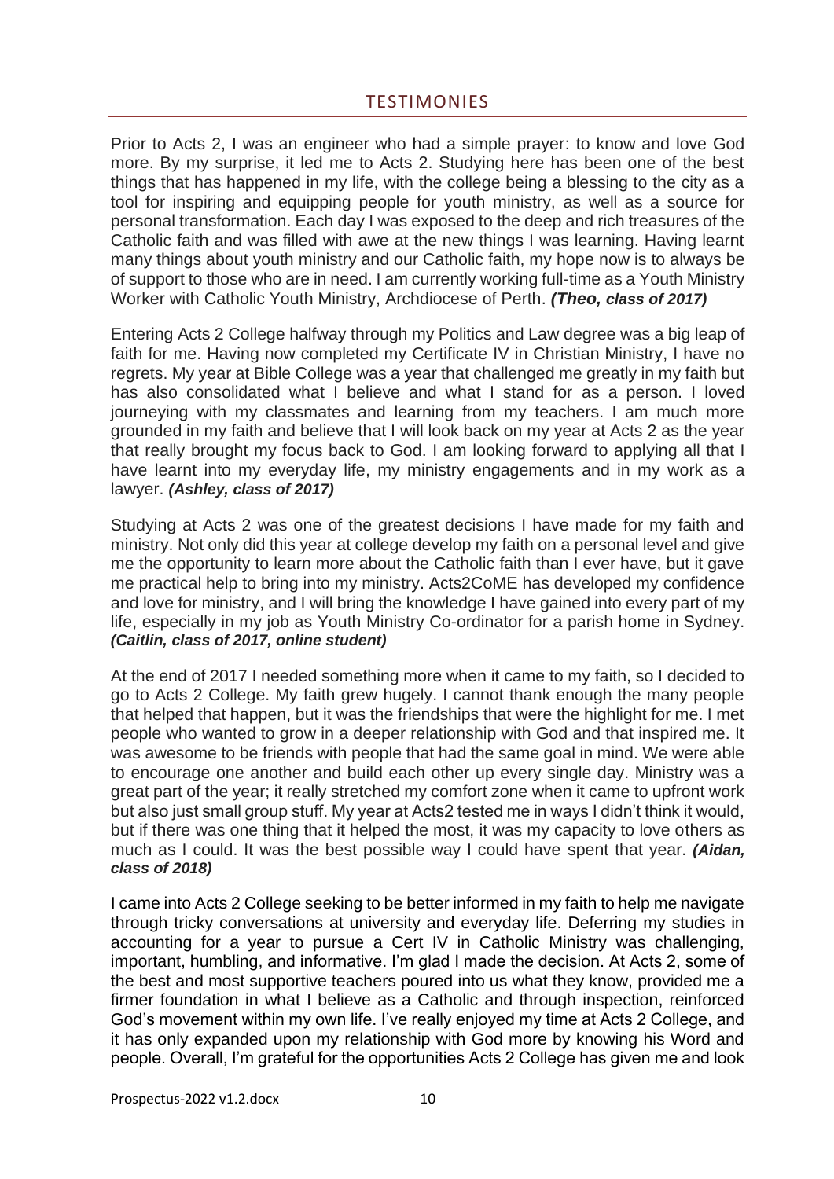## TESTIMONIES

Prior to Acts 2, I was an engineer who had a simple prayer: to know and love God more. By my surprise, it led me to Acts 2. Studying here has been one of the best things that has happened in my life, with the college being a blessing to the city as a tool for inspiring and equipping people for youth ministry, as well as a source for personal transformation. Each day I was exposed to the deep and rich treasures of the Catholic faith and was filled with awe at the new things I was learning. Having learnt many things about youth ministry and our Catholic faith, my hope now is to always be of support to those who are in need. I am currently working full-time as a Youth Ministry Worker with Catholic Youth Ministry, Archdiocese of Perth. ***(Theo, class of 2017)***

Entering Acts 2 College halfway through my Politics and Law degree was a big leap of faith for me. Having now completed my Certificate IV in Christian Ministry, I have no regrets. My year at Bible College was a year that challenged me greatly in my faith but has also consolidated what I believe and what I stand for as a person. I loved journeying with my classmates and learning from my teachers. I am much more grounded in my faith and believe that I will look back on my year at Acts 2 as the year that really brought my focus back to God. I am looking forward to applying all that I have learnt into my everyday life, my ministry engagements and in my work as a lawyer. ***(Ashley, class of 2017)***

Studying at Acts 2 was one of the greatest decisions I have made for my faith and ministry. Not only did this year at college develop my faith on a personal level and give me the opportunity to learn more about the Catholic faith than I ever have, but it gave me practical help to bring into my ministry. Acts2CoME has developed my confidence and love for ministry, and I will bring the knowledge I have gained into every part of my life, especially in my job as Youth Ministry Co-ordinator for a parish home in Sydney. ***(Caitlin, class of 2017, online student)***

At the end of 2017 I needed something more when it came to my faith, so I decided to go to Acts 2 College. My faith grew hugely. I cannot thank enough the many people that helped that happen, but it was the friendships that were the highlight for me. I met people who wanted to grow in a deeper relationship with God and that inspired me. It was awesome to be friends with people that had the same goal in mind. We were able to encourage one another and build each other up every single day. Ministry was a great part of the year; it really stretched my comfort zone when it came to upfront work but also just small group stuff. My year at Acts2 tested me in ways I didn't think it would, but if there was one thing that it helped the most, it was my capacity to love others as much as I could. It was the best possible way I could have spent that year. ***(Aidan, class of 2018)***

I came into Acts 2 College seeking to be better informed in my faith to help me navigate through tricky conversations at university and everyday life. Deferring my studies in accounting for a year to pursue a Cert IV in Catholic Ministry was challenging, important, humbling, and informative. I'm glad I made the decision. At Acts 2, some of the best and most supportive teachers poured into us what they know, provided me a firmer foundation in what I believe as a Catholic and through inspection, reinforced God's movement within my own life. I've really enjoyed my time at Acts 2 College, and it has only expanded upon my relationship with God more by knowing his Word and people. Overall, I'm grateful for the opportunities Acts 2 College has given me and look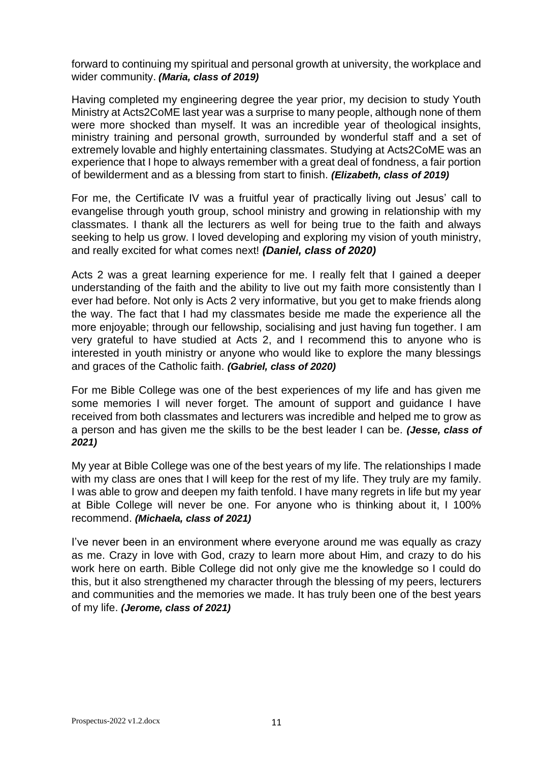forward to continuing my spiritual and personal growth at university, the workplace and wider community. ***(Maria, class of 2019)***

Having completed my engineering degree the year prior, my decision to study Youth Ministry at Acts2CoME last year was a surprise to many people, although none of them were more shocked than myself. It was an incredible year of theological insights, ministry training and personal growth, surrounded by wonderful staff and a set of extremely lovable and highly entertaining classmates. Studying at Acts2CoME was an experience that I hope to always remember with a great deal of fondness, a fair portion of bewilderment and as a blessing from start to finish. ***(Elizabeth, class of 2019)***

For me, the Certificate IV was a fruitful year of practically living out Jesus' call to evangelise through youth group, school ministry and growing in relationship with my classmates. I thank all the lecturers as well for being true to the faith and always seeking to help us grow. I loved developing and exploring my vision of youth ministry, and really excited for what comes next! ***(Daniel, class of 2020)***

Acts 2 was a great learning experience for me. I really felt that I gained a deeper understanding of the faith and the ability to live out my faith more consistently than I ever had before. Not only is Acts 2 very informative, but you get to make friends along the way. The fact that I had my classmates beside me made the experience all the more enjoyable; through our fellowship, socialising and just having fun together. I am very grateful to have studied at Acts 2, and I recommend this to anyone who is interested in youth ministry or anyone who would like to explore the many blessings and graces of the Catholic faith. ***(Gabriel, class of 2020)***

For me Bible College was one of the best experiences of my life and has given me some memories I will never forget. The amount of support and guidance I have received from both classmates and lecturers was incredible and helped me to grow as a person and has given me the skills to be the best leader I can be. ***(Jesse, class of 2021)***

My year at Bible College was one of the best years of my life. The relationships I made with my class are ones that I will keep for the rest of my life. They truly are my family. I was able to grow and deepen my faith tenfold. I have many regrets in life but my year at Bible College will never be one. For anyone who is thinking about it, I 100% recommend. ***(Michaela, class of 2021)***

I've never been in an environment where everyone around me was equally as crazy as me. Crazy in love with God, crazy to learn more about Him, and crazy to do his work here on earth. Bible College did not only give me the knowledge so I could do this, but it also strengthened my character through the blessing of my peers, lecturers and communities and the memories we made. It has truly been one of the best years of my life. ***(Jerome, class of 2021)***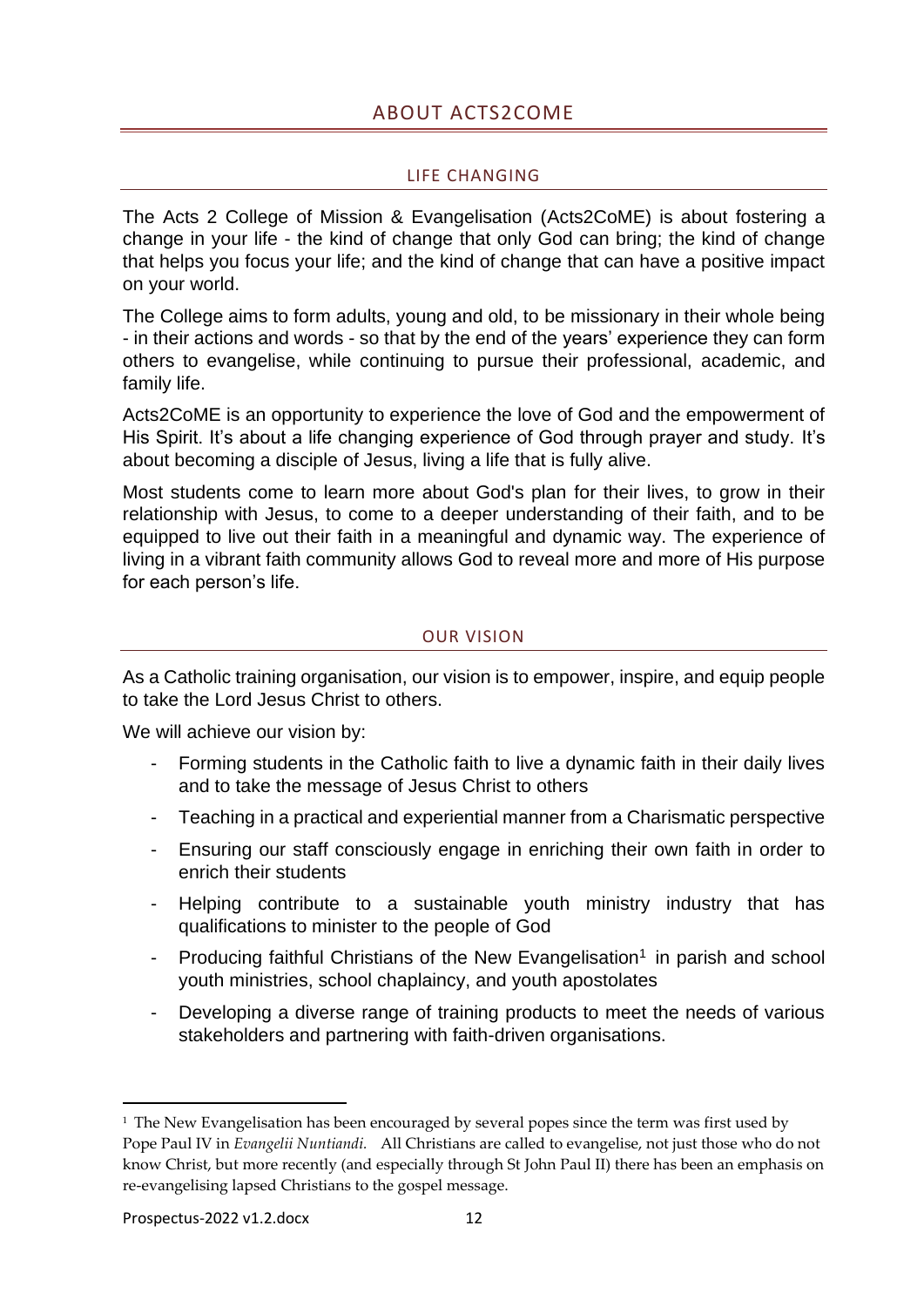## ABOUT ACTS2COME

### LIFE CHANGING

The Acts 2 College of Mission & Evangelisation (Acts2CoME) is about fostering a change in your life - the kind of change that only God can bring; the kind of change that helps you focus your life; and the kind of change that can have a positive impact on your world.

The College aims to form adults, young and old, to be missionary in their whole being - in their actions and words - so that by the end of the years' experience they can form others to evangelise, while continuing to pursue their professional, academic, and family life.

Acts2CoME is an opportunity to experience the love of God and the empowerment of His Spirit. It's about a life changing experience of God through prayer and study. It's about becoming a disciple of Jesus, living a life that is fully alive.

Most students come to learn more about God's plan for their lives, to grow in their relationship with Jesus, to come to a deeper understanding of their faith, and to be equipped to live out their faith in a meaningful and dynamic way. The experience of living in a vibrant faith community allows God to reveal more and more of His purpose for each person's life.

### OUR VISION

As a Catholic training organisation, our vision is to empower, inspire, and equip people to take the Lord Jesus Christ to others.

We will achieve our vision by:

- Forming students in the Catholic faith to live a dynamic faith in their daily lives and to take the message of Jesus Christ to others
- Teaching in a practical and experiential manner from a Charismatic perspective
- Ensuring our staff consciously engage in enriching their own faith in order to enrich their students
- Helping contribute to a sustainable youth ministry industry that has qualifications to minister to the people of God
- Producing faithful Christians of the New Evangelisation[1] in parish and school youth ministries, school chaplaincy, and youth apostolates
- Developing a diverse range of training products to meet the needs of various stakeholders and partnering with faith-driven organisations.

---

[1] The New Evangelisation has been encouraged by several popes since the term was first used by Pope Paul IV in *Evangelii Nuntiandi.* All Christians are called to evangelise, not just those who do not know Christ, but more recently (and especially through St John Paul II) there has been an emphasis on re-evangelising lapsed Christians to the gospel message.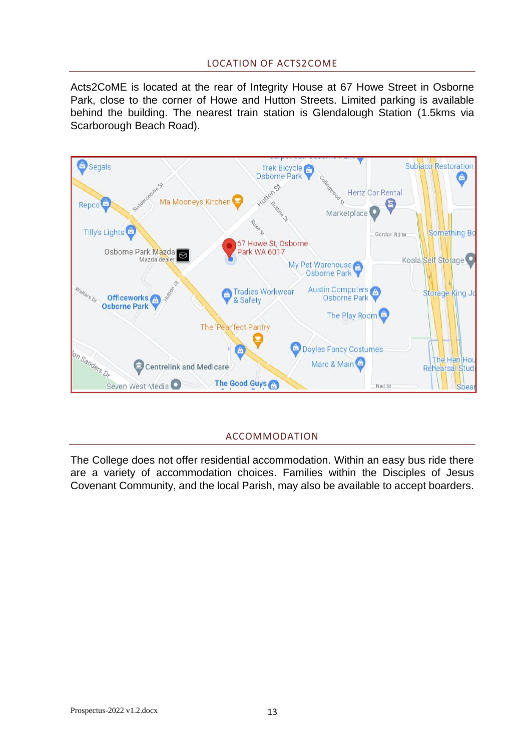## LOCATION OF ACTS2COME

Acts2CoME is located at the rear of Integrity House at 67 Howe Street in Osborne Park, close to the corner of Howe and Hutton Streets. Limited parking is available behind the building. The nearest train station is Glendalough Station (1.5kms via Scarborough Beach Road).

## ACCOMMODATION

The College does not offer residential accommodation. Within an easy bus ride there are a variety of accommodation choices. Families within the Disciples of Jesus Covenant Community, and the local Parish, may also be available to accept boarders.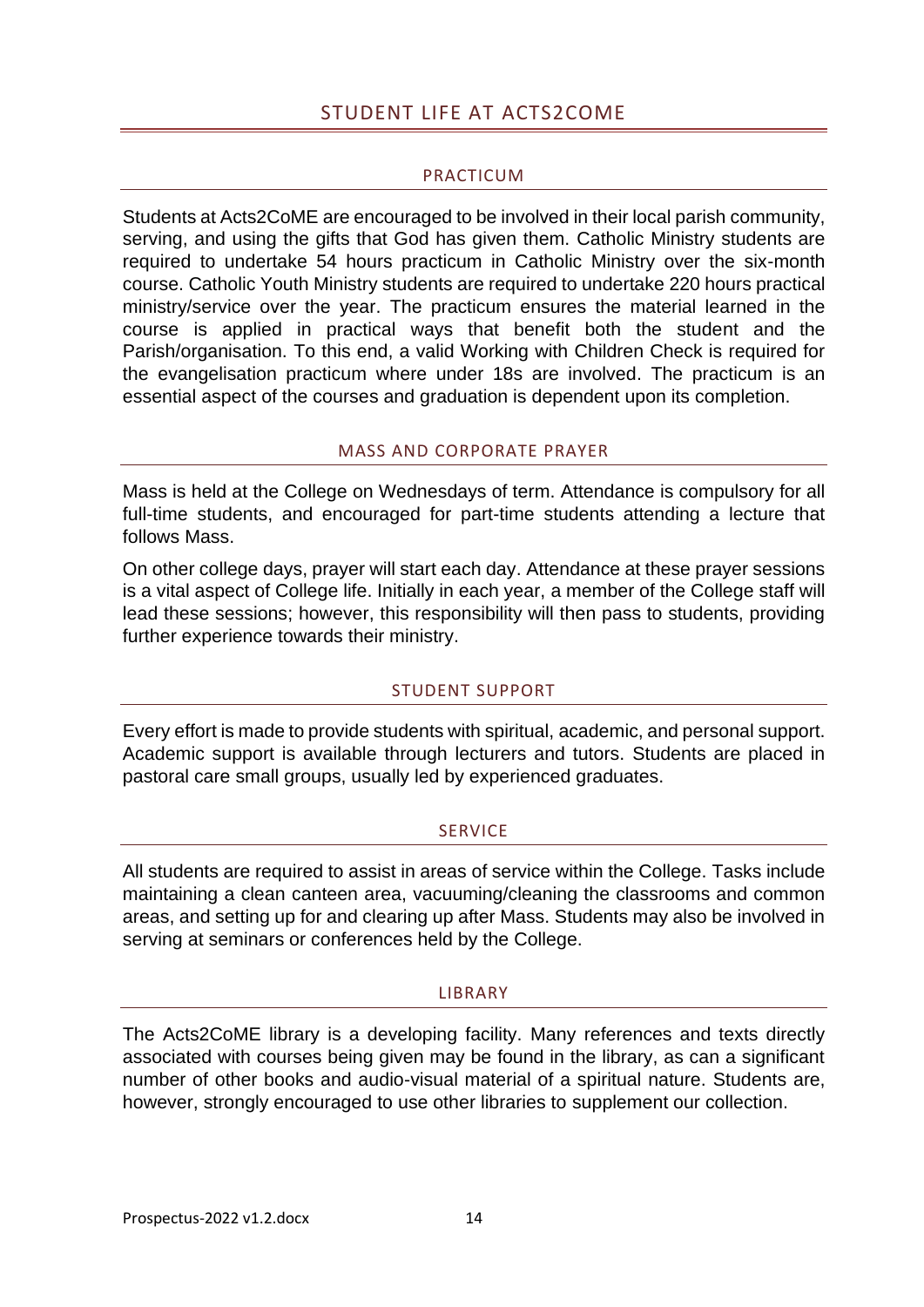# STUDENT LIFE AT ACTS2COME

## PRACTICUM

Students at Acts2CoME are encouraged to be involved in their local parish community, serving, and using the gifts that God has given them. Catholic Ministry students are required to undertake 54 hours practicum in Catholic Ministry over the six-month course. Catholic Youth Ministry students are required to undertake 220 hours practical ministry/service over the year. The practicum ensures the material learned in the course is applied in practical ways that benefit both the student and the Parish/organisation. To this end, a valid Working with Children Check is required for the evangelisation practicum where under 18s are involved. The practicum is an essential aspect of the courses and graduation is dependent upon its completion.

## MASS AND CORPORATE PRAYER

Mass is held at the College on Wednesdays of term. Attendance is compulsory for all full-time students, and encouraged for part-time students attending a lecture that follows Mass.

On other college days, prayer will start each day. Attendance at these prayer sessions is a vital aspect of College life. Initially in each year, a member of the College staff will lead these sessions; however, this responsibility will then pass to students, providing further experience towards their ministry.

## STUDENT SUPPORT

Every effort is made to provide students with spiritual, academic, and personal support. Academic support is available through lecturers and tutors. Students are placed in pastoral care small groups, usually led by experienced graduates.

## SERVICE

All students are required to assist in areas of service within the College. Tasks include maintaining a clean canteen area, vacuuming/cleaning the classrooms and common areas, and setting up for and clearing up after Mass. Students may also be involved in serving at seminars or conferences held by the College.

## LIBRARY

The Acts2CoME library is a developing facility. Many references and texts directly associated with courses being given may be found in the library, as can a significant number of other books and audio-visual material of a spiritual nature. Students are, however, strongly encouraged to use other libraries to supplement our collection.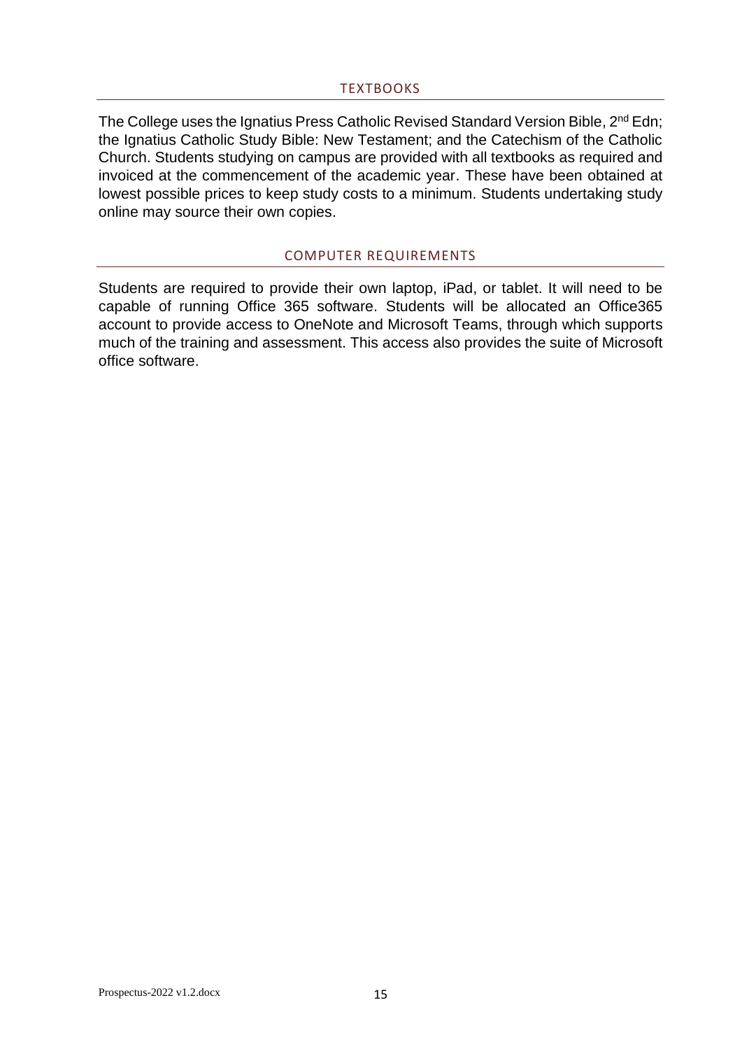## TEXTBOOKS

The College uses the Ignatius Press Catholic Revised Standard Version Bible, 2nd Edn; the Ignatius Catholic Study Bible: New Testament; and the Catechism of the Catholic Church. Students studying on campus are provided with all textbooks as required and invoiced at the commencement of the academic year. These have been obtained at lowest possible prices to keep study costs to a minimum. Students undertaking study online may source their own copies.

## COMPUTER REQUIREMENTS

Students are required to provide their own laptop, iPad, or tablet. It will need to be capable of running Office 365 software. Students will be allocated an Office365 account to provide access to OneNote and Microsoft Teams, through which supports much of the training and assessment. This access also provides the suite of Microsoft office software.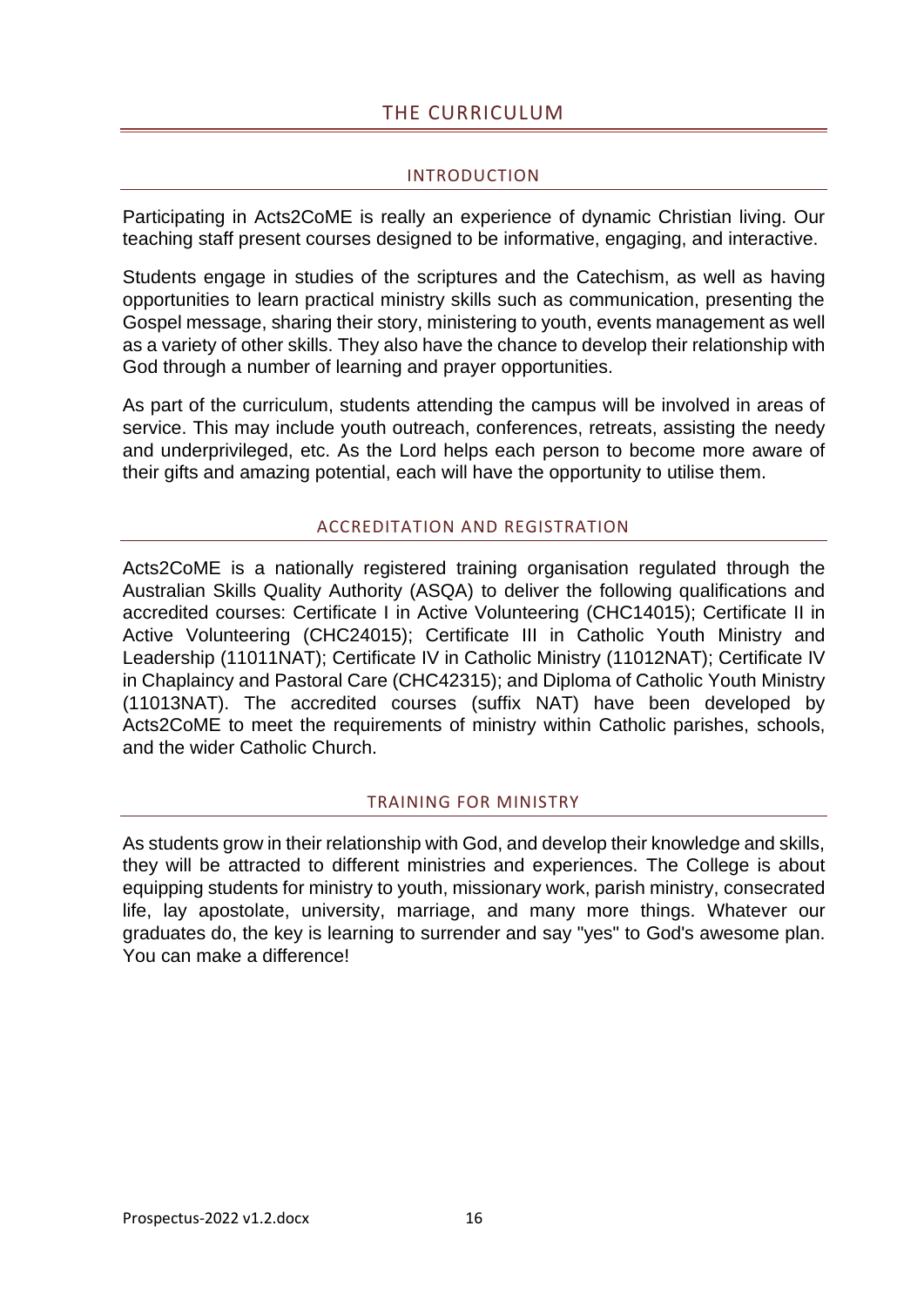# THE CURRICULUM

## INTRODUCTION

Participating in Acts2CoME is really an experience of dynamic Christian living. Our teaching staff present courses designed to be informative, engaging, and interactive.

Students engage in studies of the scriptures and the Catechism, as well as having opportunities to learn practical ministry skills such as communication, presenting the Gospel message, sharing their story, ministering to youth, events management as well as a variety of other skills. They also have the chance to develop their relationship with God through a number of learning and prayer opportunities.

As part of the curriculum, students attending the campus will be involved in areas of service. This may include youth outreach, conferences, retreats, assisting the needy and underprivileged, etc. As the Lord helps each person to become more aware of their gifts and amazing potential, each will have the opportunity to utilise them.

## ACCREDITATION AND REGISTRATION

Acts2CoME is a nationally registered training organisation regulated through the Australian Skills Quality Authority (ASQA) to deliver the following qualifications and accredited courses: Certificate I in Active Volunteering (CHC14015); Certificate II in Active Volunteering (CHC24015); Certificate III in Catholic Youth Ministry and Leadership (11011NAT); Certificate IV in Catholic Ministry (11012NAT); Certificate IV in Chaplaincy and Pastoral Care (CHC42315); and Diploma of Catholic Youth Ministry (11013NAT). The accredited courses (suffix NAT) have been developed by Acts2CoME to meet the requirements of ministry within Catholic parishes, schools, and the wider Catholic Church.

## TRAINING FOR MINISTRY

As students grow in their relationship with God, and develop their knowledge and skills, they will be attracted to different ministries and experiences. The College is about equipping students for ministry to youth, missionary work, parish ministry, consecrated life, lay apostolate, university, marriage, and many more things. Whatever our graduates do, the key is learning to surrender and say "yes" to God's awesome plan. You can make a difference!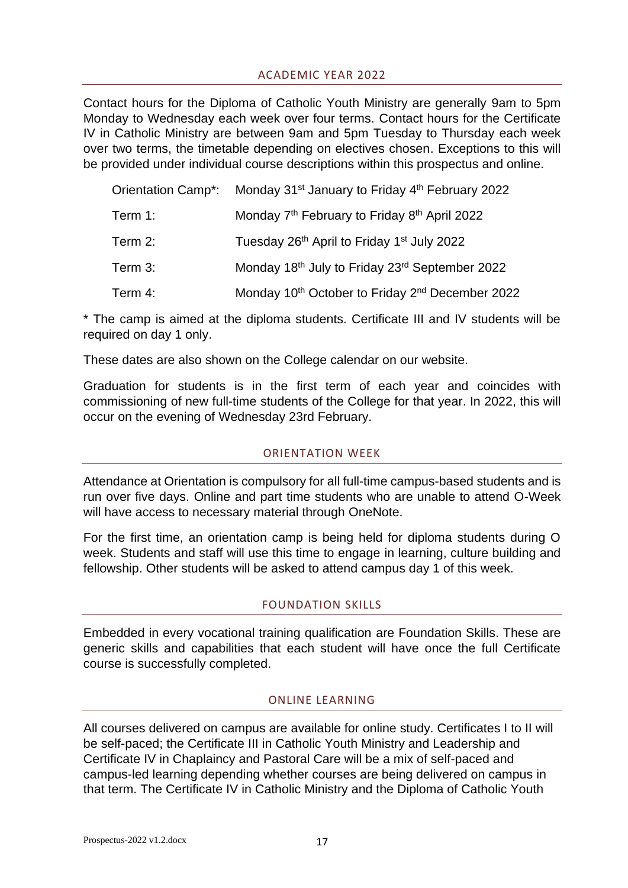## ACADEMIC YEAR 2022

Contact hours for the Diploma of Catholic Youth Ministry are generally 9am to 5pm Monday to Wednesday each week over four terms. Contact hours for the Certificate IV in Catholic Ministry are between 9am and 5pm Tuesday to Thursday each week over two terms, the timetable depending on electives chosen. Exceptions to this will be provided under individual course descriptions within this prospectus and online.

| | |
|---|---|
| Orientation Camp*: | Monday 31st January to Friday 4th February 2022 |
| Term 1: | Monday 7th February to Friday 8th April 2022 |
| Term 2: | Tuesday 26th April to Friday 1st July 2022 |
| Term 3: | Monday 18th July to Friday 23rd September 2022 |
| Term 4: | Monday 10th October to Friday 2nd December 2022 |

* The camp is aimed at the diploma students. Certificate III and IV students will be required on day 1 only.

These dates are also shown on the College calendar on our website.

Graduation for students is in the first term of each year and coincides with commissioning of new full-time students of the College for that year. In 2022, this will occur on the evening of Wednesday 23rd February.

## ORIENTATION WEEK

Attendance at Orientation is compulsory for all full-time campus-based students and is run over five days. Online and part time students who are unable to attend O-Week will have access to necessary material through OneNote.

For the first time, an orientation camp is being held for diploma students during O week. Students and staff will use this time to engage in learning, culture building and fellowship. Other students will be asked to attend campus day 1 of this week.

## FOUNDATION SKILLS

Embedded in every vocational training qualification are Foundation Skills. These are generic skills and capabilities that each student will have once the full Certificate course is successfully completed.

## ONLINE LEARNING

All courses delivered on campus are available for online study. Certificates I to II will be self-paced; the Certificate III in Catholic Youth Ministry and Leadership and Certificate IV in Chaplaincy and Pastoral Care will be a mix of self-paced and campus-led learning depending whether courses are being delivered on campus in that term. The Certificate IV in Catholic Ministry and the Diploma of Catholic Youth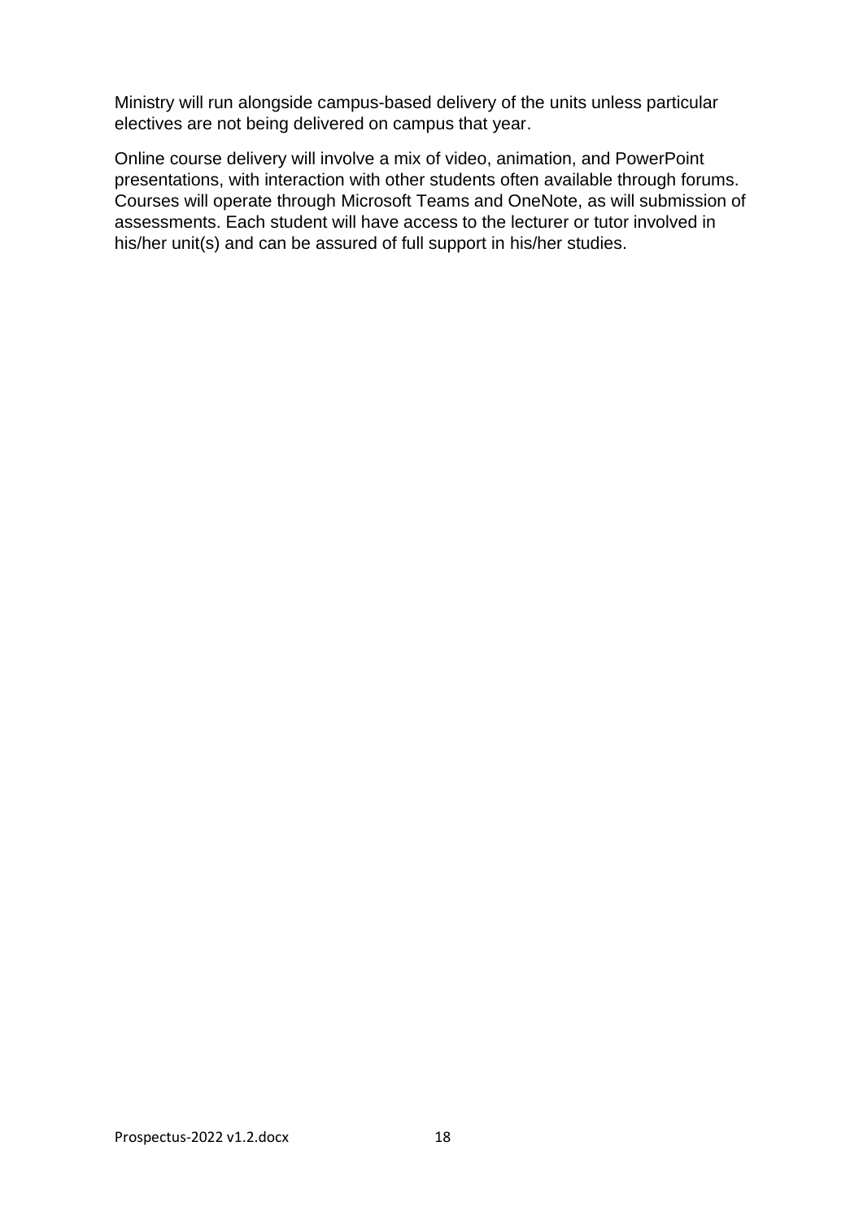Ministry will run alongside campus-based delivery of the units unless particular electives are not being delivered on campus that year.

Online course delivery will involve a mix of video, animation, and PowerPoint presentations, with interaction with other students often available through forums. Courses will operate through Microsoft Teams and OneNote, as will submission of assessments. Each student will have access to the lecturer or tutor involved in his/her unit(s) and can be assured of full support in his/her studies.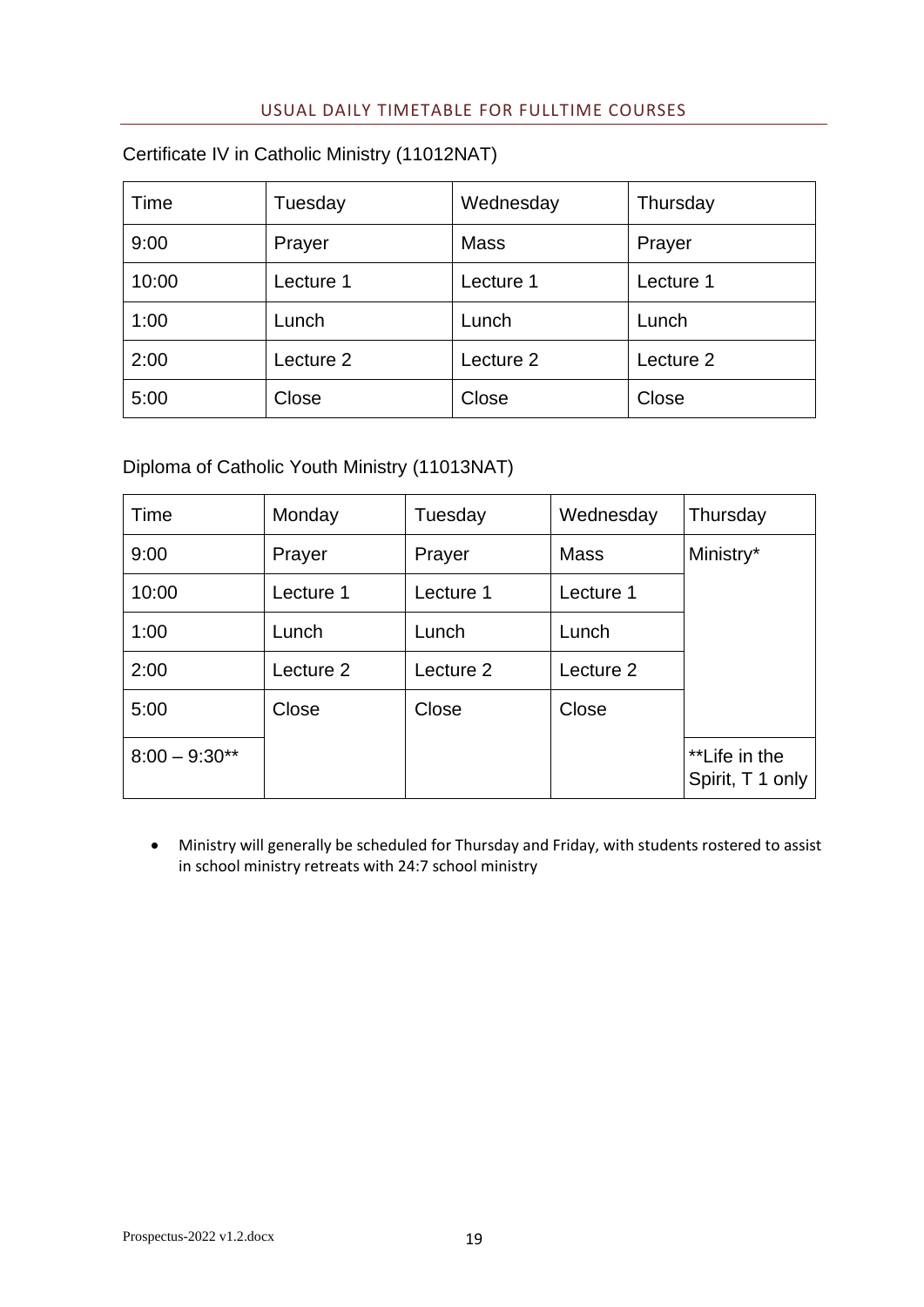## USUAL DAILY TIMETABLE FOR FULLTIME COURSES

Certificate IV in Catholic Ministry (11012NAT)

| Time | Tuesday | Wednesday | Thursday |
|---|---|---|---|
| 9:00 | Prayer | Mass | Prayer |
| 10:00 | Lecture 1 | Lecture 1 | Lecture 1 |
| 1:00 | Lunch | Lunch | Lunch |
| 2:00 | Lecture 2 | Lecture 2 | Lecture 2 |
| 5:00 | Close | Close | Close |

Diploma of Catholic Youth Ministry (11013NAT)

| Time | Monday | Tuesday | Wednesday | Thursday |
|---|---|---|---|---|
| 9:00 | Prayer | Prayer | Mass | Ministry* |
| 10:00 | Lecture 1 | Lecture 1 | Lecture 1 | |
| 1:00 | Lunch | Lunch | Lunch | |
| 2:00 | Lecture 2 | Lecture 2 | Lecture 2 | |
| 5:00 | Close | Close | Close | |
| 8:00 – 9:30** | | | | **Life in the Spirit, T 1 only |

- Ministry will generally be scheduled for Thursday and Friday, with students rostered to assist in school ministry retreats with 24:7 school ministry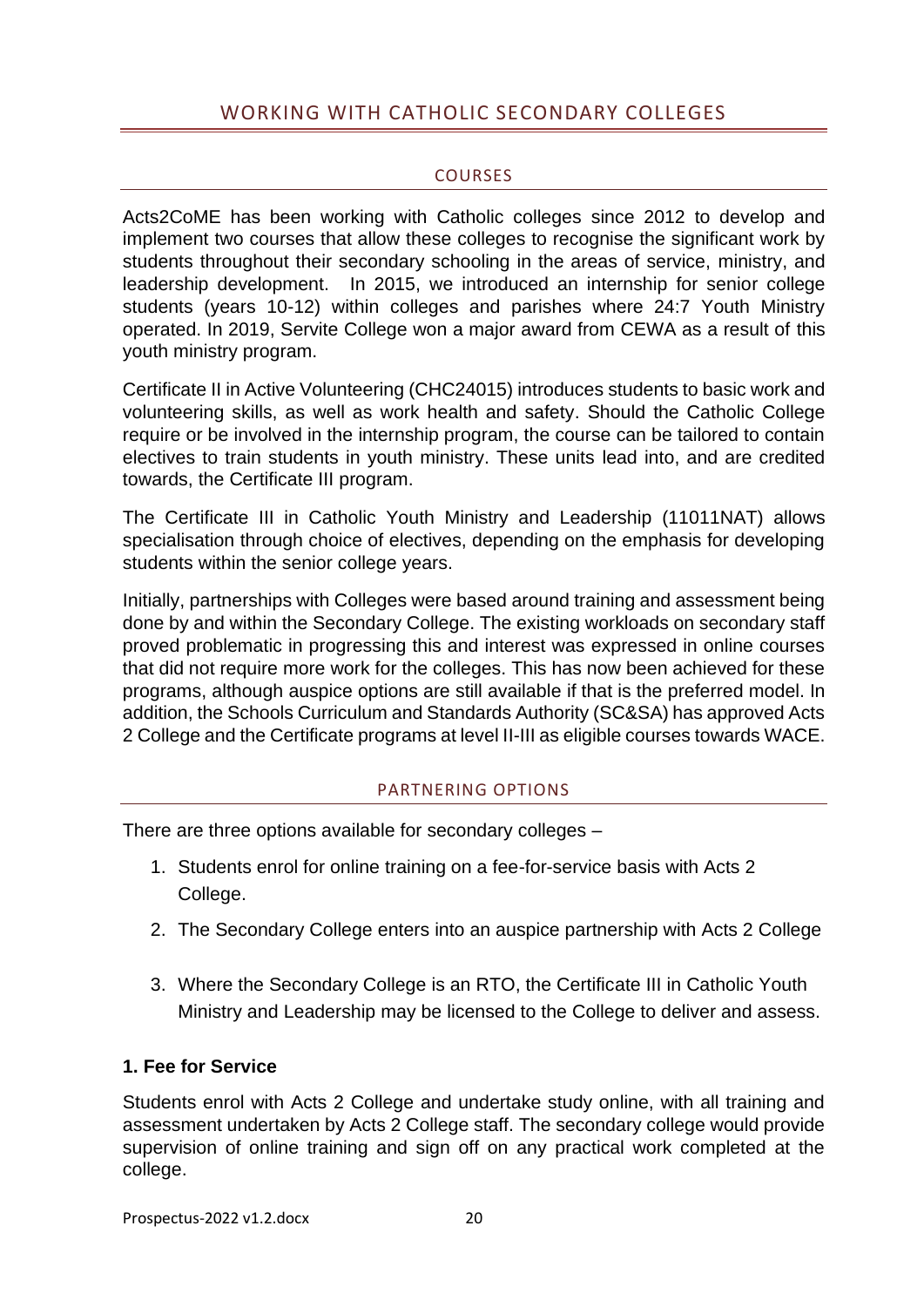# WORKING WITH CATHOLIC SECONDARY COLLEGES

## COURSES

Acts2CoME has been working with Catholic colleges since 2012 to develop and implement two courses that allow these colleges to recognise the significant work by students throughout their secondary schooling in the areas of service, ministry, and leadership development. In 2015, we introduced an internship for senior college students (years 10-12) within colleges and parishes where 24:7 Youth Ministry operated. In 2019, Servite College won a major award from CEWA as a result of this youth ministry program.

Certificate II in Active Volunteering (CHC24015) introduces students to basic work and volunteering skills, as well as work health and safety. Should the Catholic College require or be involved in the internship program, the course can be tailored to contain electives to train students in youth ministry. These units lead into, and are credited towards, the Certificate III program.

The Certificate III in Catholic Youth Ministry and Leadership (11011NAT) allows specialisation through choice of electives, depending on the emphasis for developing students within the senior college years.

Initially, partnerships with Colleges were based around training and assessment being done by and within the Secondary College. The existing workloads on secondary staff proved problematic in progressing this and interest was expressed in online courses that did not require more work for the colleges. This has now been achieved for these programs, although auspice options are still available if that is the preferred model. In addition, the Schools Curriculum and Standards Authority (SC&SA) has approved Acts 2 College and the Certificate programs at level II-III as eligible courses towards WACE.

## PARTNERING OPTIONS

There are three options available for secondary colleges –

1. Students enrol for online training on a fee-for-service basis with Acts 2 College.
2. The Secondary College enters into an auspice partnership with Acts 2 College
3. Where the Secondary College is an RTO, the Certificate III in Catholic Youth Ministry and Leadership may be licensed to the College to deliver and assess.

### 1. Fee for Service

Students enrol with Acts 2 College and undertake study online, with all training and assessment undertaken by Acts 2 College staff. The secondary college would provide supervision of online training and sign off on any practical work completed at the college.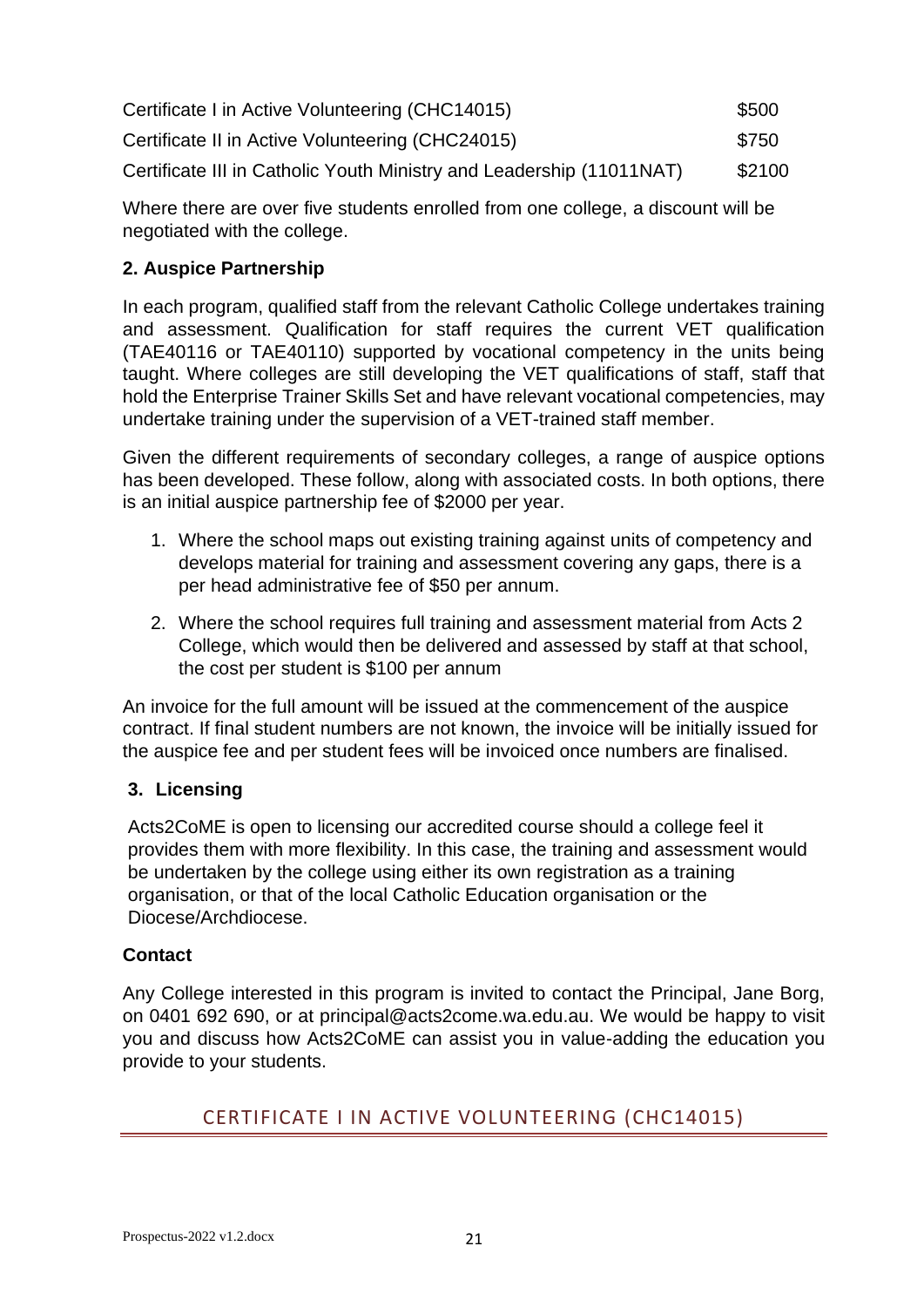| | |
|---|---|
| Certificate I in Active Volunteering (CHC14015) | $500 |
| Certificate II in Active Volunteering (CHC24015) | $750 |
| Certificate III in Catholic Youth Ministry and Leadership (11011NAT) | $2100 |

Where there are over five students enrolled from one college, a discount will be negotiated with the college.

**2. Auspice Partnership**

In each program, qualified staff from the relevant Catholic College undertakes training and assessment. Qualification for staff requires the current VET qualification (TAE40116 or TAE40110) supported by vocational competency in the units being taught. Where colleges are still developing the VET qualifications of staff, staff that hold the Enterprise Trainer Skills Set and have relevant vocational competencies, may undertake training under the supervision of a VET-trained staff member.

Given the different requirements of secondary colleges, a range of auspice options has been developed. These follow, along with associated costs. In both options, there is an initial auspice partnership fee of $2000 per year.

1. Where the school maps out existing training against units of competency and develops material for training and assessment covering any gaps, there is a per head administrative fee of $50 per annum.
2. Where the school requires full training and assessment material from Acts 2 College, which would then be delivered and assessed by staff at that school, the cost per student is $100 per annum

An invoice for the full amount will be issued at the commencement of the auspice contract. If final student numbers are not known, the invoice will be initially issued for the auspice fee and per student fees will be invoiced once numbers are finalised.

**3. Licensing**

Acts2CoME is open to licensing our accredited course should a college feel it provides them with more flexibility. In this case, the training and assessment would be undertaken by the college using either its own registration as a training organisation, or that of the local Catholic Education organisation or the Diocese/Archdiocese.

**Contact**

Any College interested in this program is invited to contact the Principal, Jane Borg, on 0401 692 690, or at principal@acts2come.wa.edu.au. We would be happy to visit you and discuss how Acts2CoME can assist you in value-adding the education you provide to your students.

## CERTIFICATE I IN ACTIVE VOLUNTEERING (CHC14015)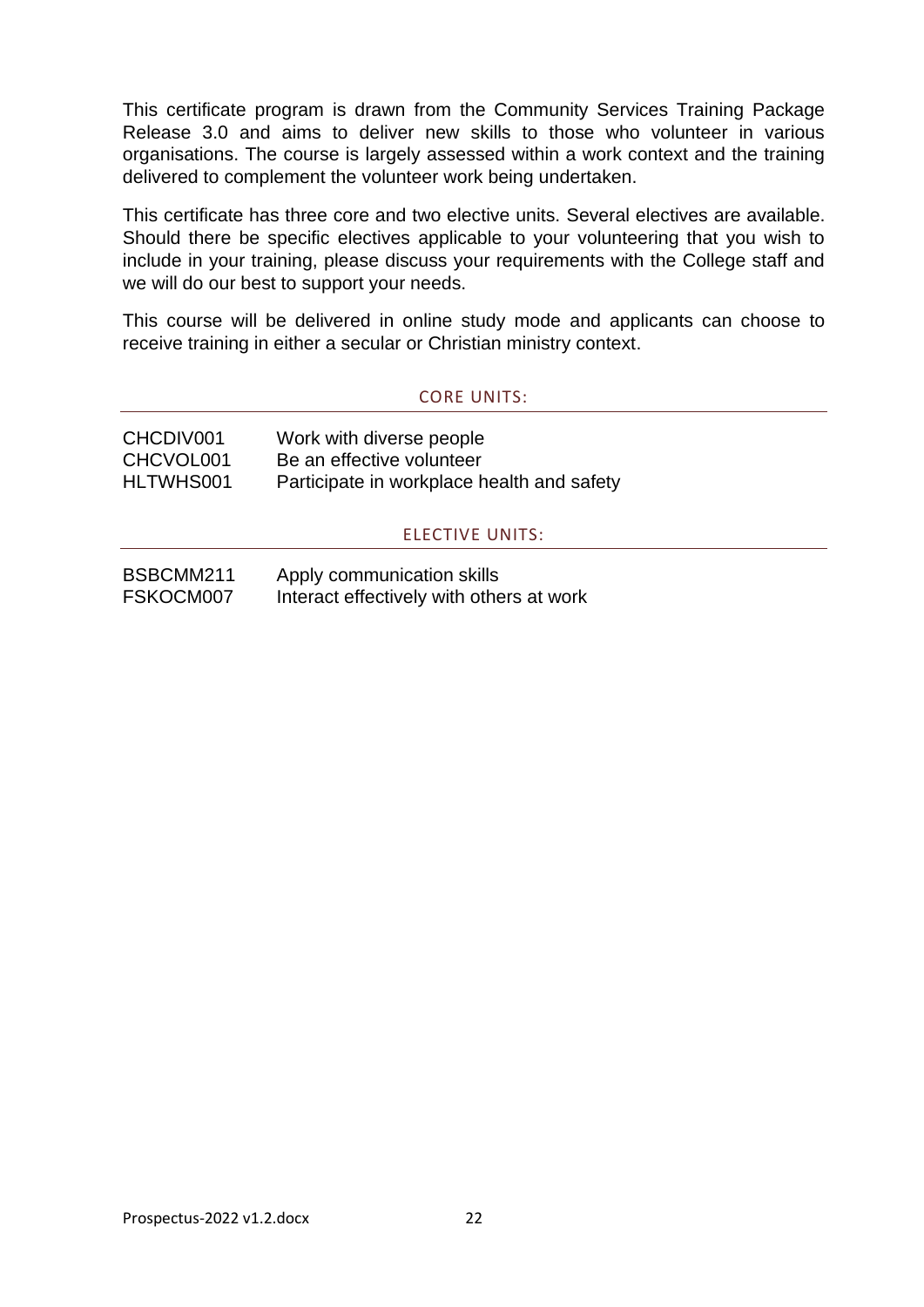This certificate program is drawn from the Community Services Training Package Release 3.0 and aims to deliver new skills to those who volunteer in various organisations. The course is largely assessed within a work context and the training delivered to complement the volunteer work being undertaken.

This certificate has three core and two elective units. Several electives are available. Should there be specific electives applicable to your volunteering that you wish to include in your training, please discuss your requirements with the College staff and we will do our best to support your needs.

This course will be delivered in online study mode and applicants can choose to receive training in either a secular or Christian ministry context.

### CORE UNITS:

| | |
|---|---|
| CHCDIV001 | Work with diverse people |
| CHCVOL001 | Be an effective volunteer |
| HLTWHS001 | Participate in workplace health and safety |

### ELECTIVE UNITS:

| | |
|---|---|
| BSBCMM211 | Apply communication skills |
| FSKOCM007 | Interact effectively with others at work |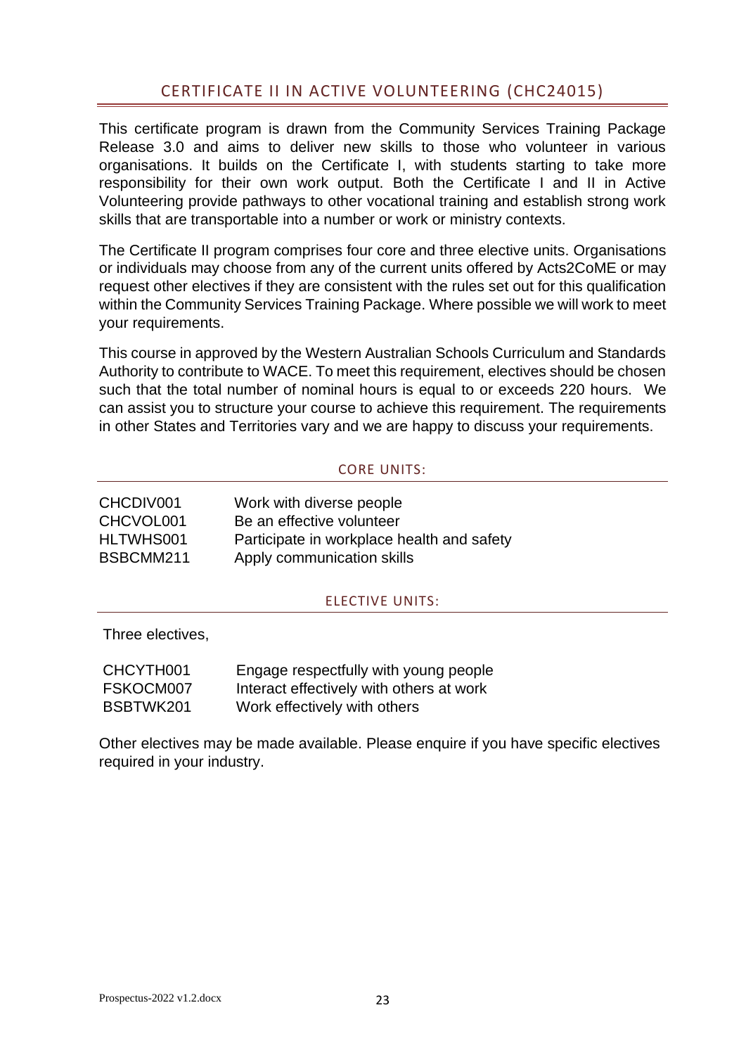## CERTIFICATE II IN ACTIVE VOLUNTEERING (CHC24015)

This certificate program is drawn from the Community Services Training Package Release 3.0 and aims to deliver new skills to those who volunteer in various organisations. It builds on the Certificate I, with students starting to take more responsibility for their own work output. Both the Certificate I and II in Active Volunteering provide pathways to other vocational training and establish strong work skills that are transportable into a number or work or ministry contexts.

The Certificate II program comprises four core and three elective units. Organisations or individuals may choose from any of the current units offered by Acts2CoME or may request other electives if they are consistent with the rules set out for this qualification within the Community Services Training Package. Where possible we will work to meet your requirements.

This course in approved by the Western Australian Schools Curriculum and Standards Authority to contribute to WACE. To meet this requirement, electives should be chosen such that the total number of nominal hours is equal to or exceeds 220 hours. We can assist you to structure your course to achieve this requirement. The requirements in other States and Territories vary and we are happy to discuss your requirements.

### CORE UNITS:

| | |
|---|---|
| CHCDIV001 | Work with diverse people |
| CHCVOL001 | Be an effective volunteer |
| HLTWHS001 | Participate in workplace health and safety |
| BSBCMM211 | Apply communication skills |

### ELECTIVE UNITS:

Three electives,

| | |
|---|---|
| CHCYTH001 | Engage respectfully with young people |
| FSKOCM007 | Interact effectively with others at work |
| BSBTWK201 | Work effectively with others |

Other electives may be made available. Please enquire if you have specific electives required in your industry.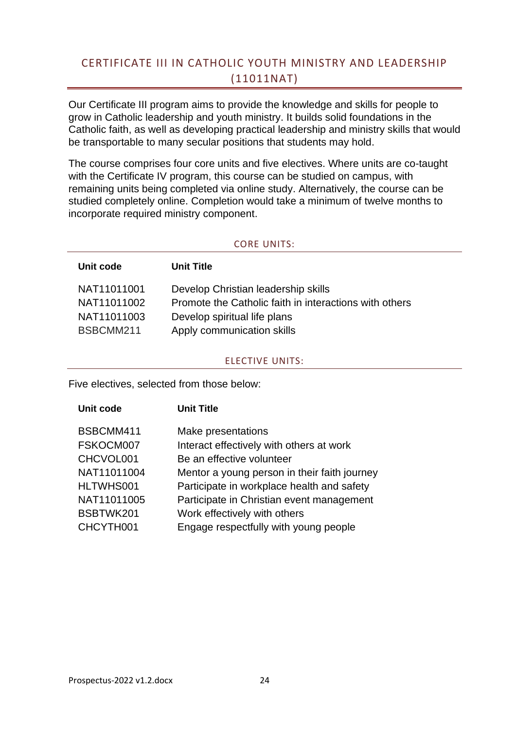## CERTIFICATE III IN CATHOLIC YOUTH MINISTRY AND LEADERSHIP (11011NAT)

Our Certificate III program aims to provide the knowledge and skills for people to grow in Catholic leadership and youth ministry. It builds solid foundations in the Catholic faith, as well as developing practical leadership and ministry skills that would be transportable to many secular positions that students may hold.

The course comprises four core units and five electives. Where units are co-taught with the Certificate IV program, this course can be studied on campus, with remaining units being completed via online study. Alternatively, the course can be studied completely online. Completion would take a minimum of twelve months to incorporate required ministry component.

### CORE UNITS:

| Unit code | Unit Title |
|---|---|
| NAT11011001 | Develop Christian leadership skills |
| NAT11011002 | Promote the Catholic faith in interactions with others |
| NAT11011003 | Develop spiritual life plans |
| BSBCMM211 | Apply communication skills |

### ELECTIVE UNITS:

Five electives, selected from those below:

| Unit code | Unit Title |
|---|---|
| BSBCMM411 | Make presentations |
| FSKOCM007 | Interact effectively with others at work |
| CHCVOL001 | Be an effective volunteer |
| NAT11011004 | Mentor a young person in their faith journey |
| HLTWHS001 | Participate in workplace health and safety |
| NAT11011005 | Participate in Christian event management |
| BSBTWK201 | Work effectively with others |
| CHCYTH001 | Engage respectfully with young people |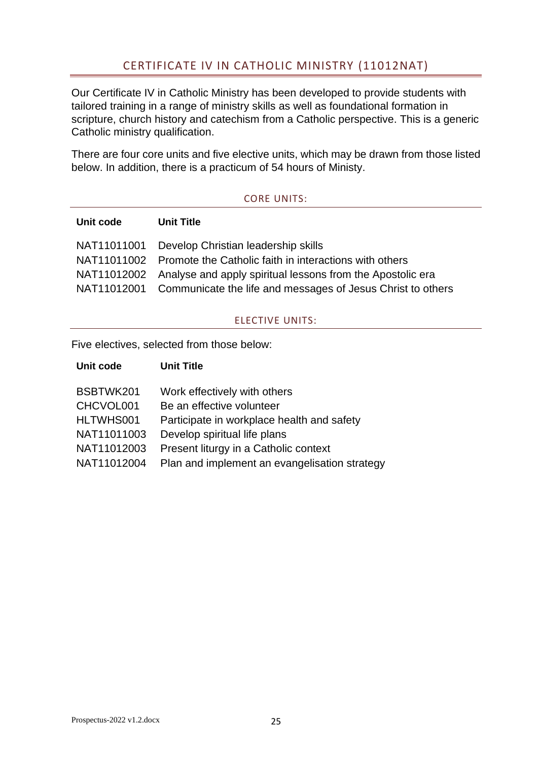## CERTIFICATE IV IN CATHOLIC MINISTRY (11012NAT)

Our Certificate IV in Catholic Ministry has been developed to provide students with tailored training in a range of ministry skills as well as foundational formation in scripture, church history and catechism from a Catholic perspective. This is a generic Catholic ministry qualification.

There are four core units and five elective units, which may be drawn from those listed below. In addition, there is a practicum of 54 hours of Ministy.

### CORE UNITS:

| Unit code | Unit Title |
|---|---|
| NAT11011001 | Develop Christian leadership skills |
| NAT11011002 | Promote the Catholic faith in interactions with others |
| NAT11012002 | Analyse and apply spiritual lessons from the Apostolic era |
| NAT11012001 | Communicate the life and messages of Jesus Christ to others |

### ELECTIVE UNITS:

Five electives, selected from those below:

| Unit code | Unit Title |
|---|---|
| BSBTWK201 | Work effectively with others |
| CHCVOL001 | Be an effective volunteer |
| HLTWHS001 | Participate in workplace health and safety |
| NAT11011003 | Develop spiritual life plans |
| NAT11012003 | Present liturgy in a Catholic context |
| NAT11012004 | Plan and implement an evangelisation strategy |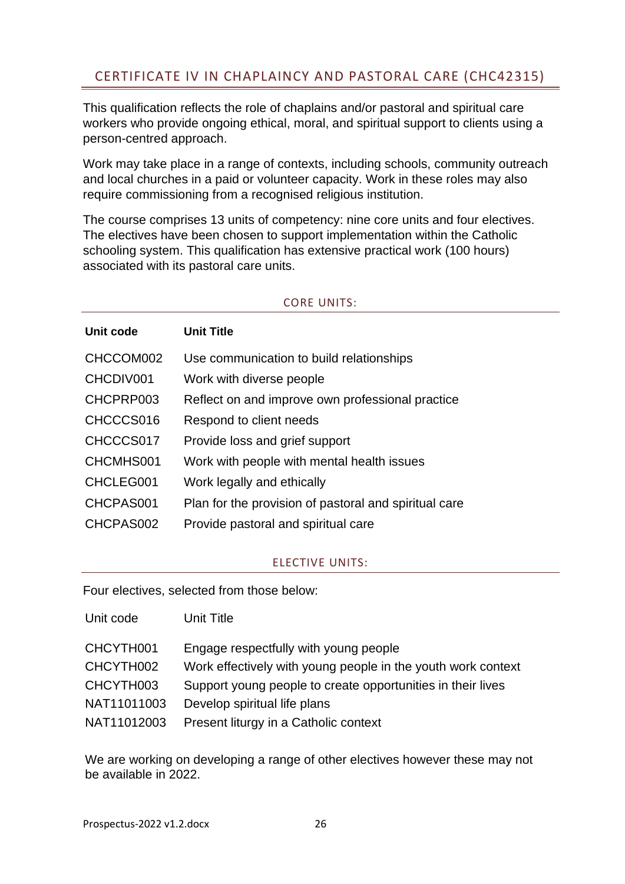## CERTIFICATE IV IN CHAPLAINCY AND PASTORAL CARE (CHC42315)

This qualification reflects the role of chaplains and/or pastoral and spiritual care workers who provide ongoing ethical, moral, and spiritual support to clients using a person-centred approach.

Work may take place in a range of contexts, including schools, community outreach and local churches in a paid or volunteer capacity. Work in these roles may also require commissioning from a recognised religious institution.

The course comprises 13 units of competency: nine core units and four electives. The electives have been chosen to support implementation within the Catholic schooling system. This qualification has extensive practical work (100 hours) associated with its pastoral care units.

### CORE UNITS:

| Unit code | Unit Title |
|---|---|
| CHCCOM002 | Use communication to build relationships |
| CHCDIV001 | Work with diverse people |
| CHCPRP003 | Reflect on and improve own professional practice |
| CHCCCS016 | Respond to client needs |
| CHCCCS017 | Provide loss and grief support |
| CHCMHS001 | Work with people with mental health issues |
| CHCLEG001 | Work legally and ethically |
| CHCPAS001 | Plan for the provision of pastoral and spiritual care |
| CHCPAS002 | Provide pastoral and spiritual care |

### ELECTIVE UNITS:

Four electives, selected from those below:

| Unit code | Unit Title |
|---|---|
| CHCYTH001 | Engage respectfully with young people |
| CHCYTH002 | Work effectively with young people in the youth work context |
| CHCYTH003 | Support young people to create opportunities in their lives |
| NAT11011003 | Develop spiritual life plans |
| NAT11012003 | Present liturgy in a Catholic context |

We are working on developing a range of other electives however these may not be available in 2022.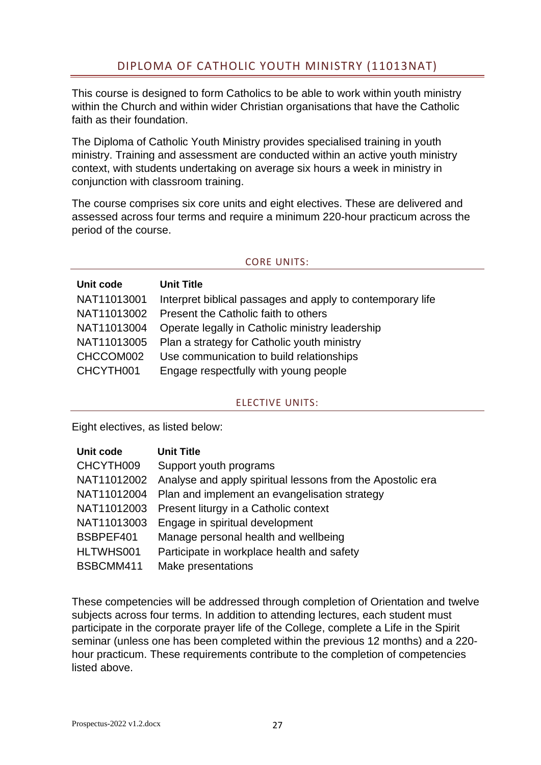## DIPLOMA OF CATHOLIC YOUTH MINISTRY (11013NAT)

This course is designed to form Catholics to be able to work within youth ministry within the Church and within wider Christian organisations that have the Catholic faith as their foundation.

The Diploma of Catholic Youth Ministry provides specialised training in youth ministry. Training and assessment are conducted within an active youth ministry context, with students undertaking on average six hours a week in ministry in conjunction with classroom training.

The course comprises six core units and eight electives. These are delivered and assessed across four terms and require a minimum 220-hour practicum across the period of the course.

### CORE UNITS:

| Unit code | Unit Title |
|---|---|
| NAT11013001 | Interpret biblical passages and apply to contemporary life |
| NAT11013002 | Present the Catholic faith to others |
| NAT11013004 | Operate legally in Catholic ministry leadership |
| NAT11013005 | Plan a strategy for Catholic youth ministry |
| CHCCOM002 | Use communication to build relationships |
| CHCYTH001 | Engage respectfully with young people |

### ELECTIVE UNITS:

Eight electives, as listed below:

| Unit code | Unit Title |
|---|---|
| CHCYTH009 | Support youth programs |
| NAT11012002 | Analyse and apply spiritual lessons from the Apostolic era |
| NAT11012004 | Plan and implement an evangelisation strategy |
| NAT11012003 | Present liturgy in a Catholic context |
| NAT11013003 | Engage in spiritual development |
| BSBPEF401 | Manage personal health and wellbeing |
| HLTWHS001 | Participate in workplace health and safety |
| BSBCMM411 | Make presentations |

These competencies will be addressed through completion of Orientation and twelve subjects across four terms. In addition to attending lectures, each student must participate in the corporate prayer life of the College, complete a Life in the Spirit seminar (unless one has been completed within the previous 12 months) and a 220-hour practicum. These requirements contribute to the completion of competencies listed above.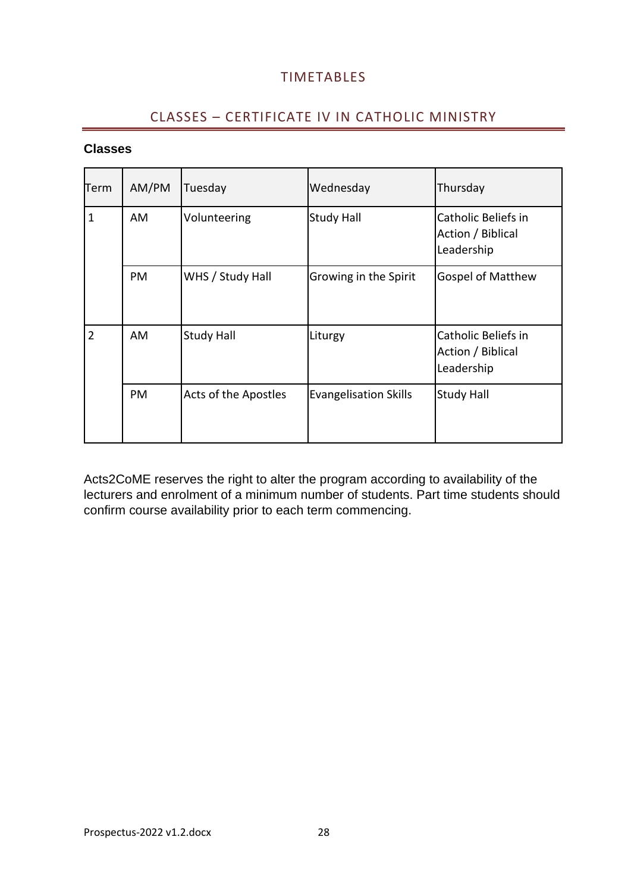# TIMETABLES

## CLASSES – CERTIFICATE IV IN CATHOLIC MINISTRY

**Classes**

| Term | AM/PM | Tuesday | Wednesday | Thursday |
|---|---|---|---|---|
| 1 | AM | Volunteering | Study Hall | Catholic Beliefs in Action / Biblical Leadership |
| | PM | WHS / Study Hall | Growing in the Spirit | Gospel of Matthew |
| 2 | AM | Study Hall | Liturgy | Catholic Beliefs in Action / Biblical Leadership |
| | PM | Acts of the Apostles | Evangelisation Skills | Study Hall |

Acts2CoME reserves the right to alter the program according to availability of the lecturers and enrolment of a minimum number of students. Part time students should confirm course availability prior to each term commencing.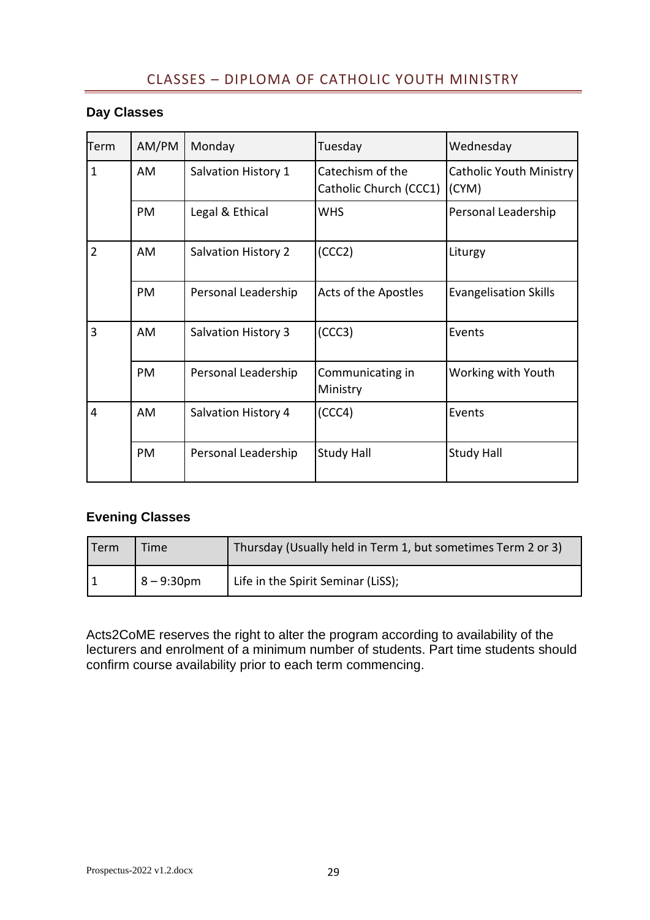## CLASSES – DIPLOMA OF CATHOLIC YOUTH MINISTRY

### Day Classes

| Term | AM/PM | Monday | Tuesday | Wednesday |
|---|---|---|---|---|
| 1 | AM | Salvation History 1 | Catechism of the Catholic Church (CCC1) | Catholic Youth Ministry (CYM) |
| | PM | Legal & Ethical | WHS | Personal Leadership |
| 2 | AM | Salvation History 2 | (CCC2) | Liturgy |
| | PM | Personal Leadership | Acts of the Apostles | Evangelisation Skills |
| 3 | AM | Salvation History 3 | (CCC3) | Events |
| | PM | Personal Leadership | Communicating in Ministry | Working with Youth |
| 4 | AM | Salvation History 4 | (CCC4) | Events |
| | PM | Personal Leadership | Study Hall | Study Hall |

### Evening Classes

| Term | Time | Thursday (Usually held in Term 1, but sometimes Term 2 or 3) |
|---|---|---|
| 1 | 8 – 9:30pm | Life in the Spirit Seminar (LiSS); |

Acts2CoME reserves the right to alter the program according to availability of the lecturers and enrolment of a minimum number of students. Part time students should confirm course availability prior to each term commencing.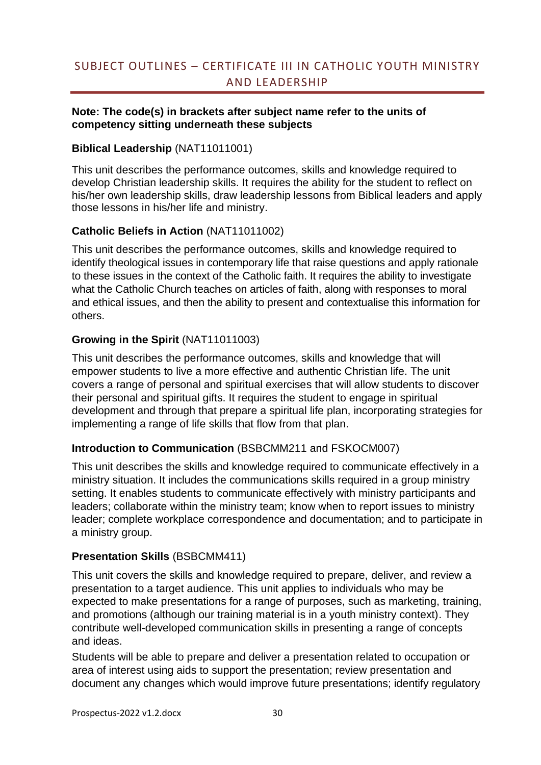## SUBJECT OUTLINES – CERTIFICATE III IN CATHOLIC YOUTH MINISTRY AND LEADERSHIP

**Note: The code(s) in brackets after subject name refer to the units of competency sitting underneath these subjects**

### **Biblical Leadership** (NAT11011001)

This unit describes the performance outcomes, skills and knowledge required to develop Christian leadership skills. It requires the ability for the student to reflect on his/her own leadership skills, draw leadership lessons from Biblical leaders and apply those lessons in his/her life and ministry.

### **Catholic Beliefs in Action** (NAT11011002)

This unit describes the performance outcomes, skills and knowledge required to identify theological issues in contemporary life that raise questions and apply rationale to these issues in the context of the Catholic faith. It requires the ability to investigate what the Catholic Church teaches on articles of faith, along with responses to moral and ethical issues, and then the ability to present and contextualise this information for others.

### **Growing in the Spirit** (NAT11011003)

This unit describes the performance outcomes, skills and knowledge that will empower students to live a more effective and authentic Christian life. The unit covers a range of personal and spiritual exercises that will allow students to discover their personal and spiritual gifts. It requires the student to engage in spiritual development and through that prepare a spiritual life plan, incorporating strategies for implementing a range of life skills that flow from that plan.

### **Introduction to Communication** (BSBCMM211 and FSKOCM007)

This unit describes the skills and knowledge required to communicate effectively in a ministry situation. It includes the communications skills required in a group ministry setting. It enables students to communicate effectively with ministry participants and leaders; collaborate within the ministry team; know when to report issues to ministry leader; complete workplace correspondence and documentation; and to participate in a ministry group.

### **Presentation Skills** (BSBCMM411)

This unit covers the skills and knowledge required to prepare, deliver, and review a presentation to a target audience. This unit applies to individuals who may be expected to make presentations for a range of purposes, such as marketing, training, and promotions (although our training material is in a youth ministry context). They contribute well-developed communication skills in presenting a range of concepts and ideas.

Students will be able to prepare and deliver a presentation related to occupation or area of interest using aids to support the presentation; review presentation and document any changes which would improve future presentations; identify regulatory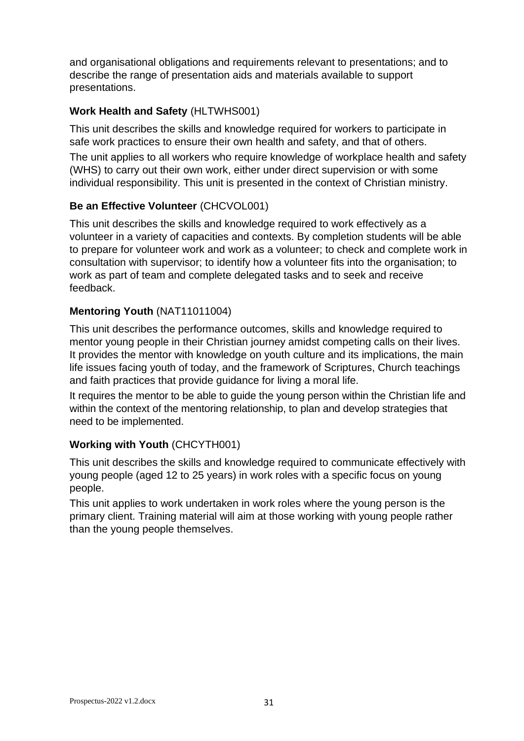and organisational obligations and requirements relevant to presentations; and to describe the range of presentation aids and materials available to support presentations.

### **Work Health and Safety** (HLTWHS001)

This unit describes the skills and knowledge required for workers to participate in safe work practices to ensure their own health and safety, and that of others.

The unit applies to all workers who require knowledge of workplace health and safety (WHS) to carry out their own work, either under direct supervision or with some individual responsibility. This unit is presented in the context of Christian ministry.

### **Be an Effective Volunteer** (CHCVOL001)

This unit describes the skills and knowledge required to work effectively as a volunteer in a variety of capacities and contexts. By completion students will be able to prepare for volunteer work and work as a volunteer; to check and complete work in consultation with supervisor; to identify how a volunteer fits into the organisation; to work as part of team and complete delegated tasks and to seek and receive feedback.

### **Mentoring Youth** (NAT11011004)

This unit describes the performance outcomes, skills and knowledge required to mentor young people in their Christian journey amidst competing calls on their lives. It provides the mentor with knowledge on youth culture and its implications, the main life issues facing youth of today, and the framework of Scriptures, Church teachings and faith practices that provide guidance for living a moral life.

It requires the mentor to be able to guide the young person within the Christian life and within the context of the mentoring relationship, to plan and develop strategies that need to be implemented.

### **Working with Youth** (CHCYTH001)

This unit describes the skills and knowledge required to communicate effectively with young people (aged 12 to 25 years) in work roles with a specific focus on young people.

This unit applies to work undertaken in work roles where the young person is the primary client. Training material will aim at those working with young people rather than the young people themselves.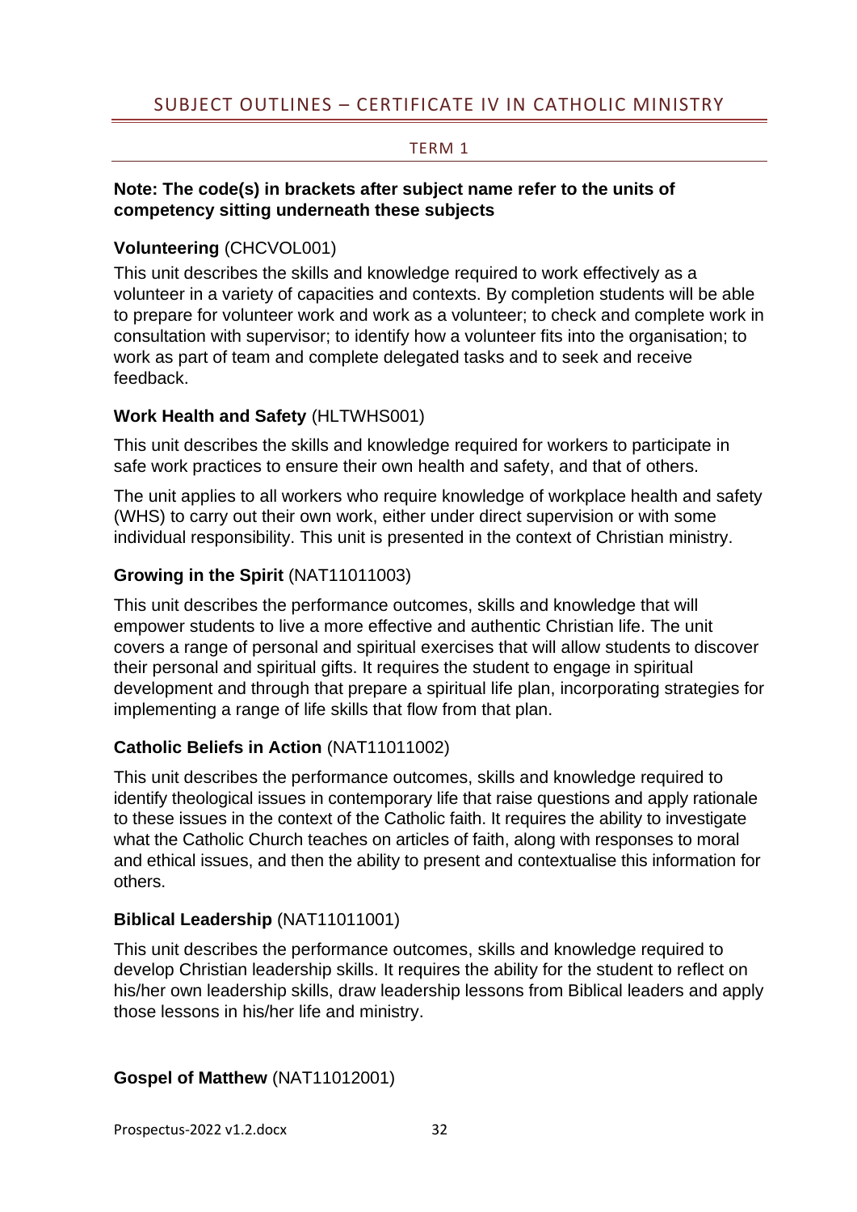## SUBJECT OUTLINES – CERTIFICATE IV IN CATHOLIC MINISTRY

### TERM 1

**Note: The code(s) in brackets after subject name refer to the units of competency sitting underneath these subjects**

**Volunteering** (CHCVOL001)

This unit describes the skills and knowledge required to work effectively as a volunteer in a variety of capacities and contexts. By completion students will be able to prepare for volunteer work and work as a volunteer; to check and complete work in consultation with supervisor; to identify how a volunteer fits into the organisation; to work as part of team and complete delegated tasks and to seek and receive feedback.

**Work Health and Safety** (HLTWHS001)

This unit describes the skills and knowledge required for workers to participate in safe work practices to ensure their own health and safety, and that of others.

The unit applies to all workers who require knowledge of workplace health and safety (WHS) to carry out their own work, either under direct supervision or with some individual responsibility. This unit is presented in the context of Christian ministry.

**Growing in the Spirit** (NAT11011003)

This unit describes the performance outcomes, skills and knowledge that will empower students to live a more effective and authentic Christian life. The unit covers a range of personal and spiritual exercises that will allow students to discover their personal and spiritual gifts. It requires the student to engage in spiritual development and through that prepare a spiritual life plan, incorporating strategies for implementing a range of life skills that flow from that plan.

**Catholic Beliefs in Action** (NAT11011002)

This unit describes the performance outcomes, skills and knowledge required to identify theological issues in contemporary life that raise questions and apply rationale to these issues in the context of the Catholic faith. It requires the ability to investigate what the Catholic Church teaches on articles of faith, along with responses to moral and ethical issues, and then the ability to present and contextualise this information for others.

**Biblical Leadership** (NAT11011001)

This unit describes the performance outcomes, skills and knowledge required to develop Christian leadership skills. It requires the ability for the student to reflect on his/her own leadership skills, draw leadership lessons from Biblical leaders and apply those lessons in his/her life and ministry.

**Gospel of Matthew** (NAT11012001)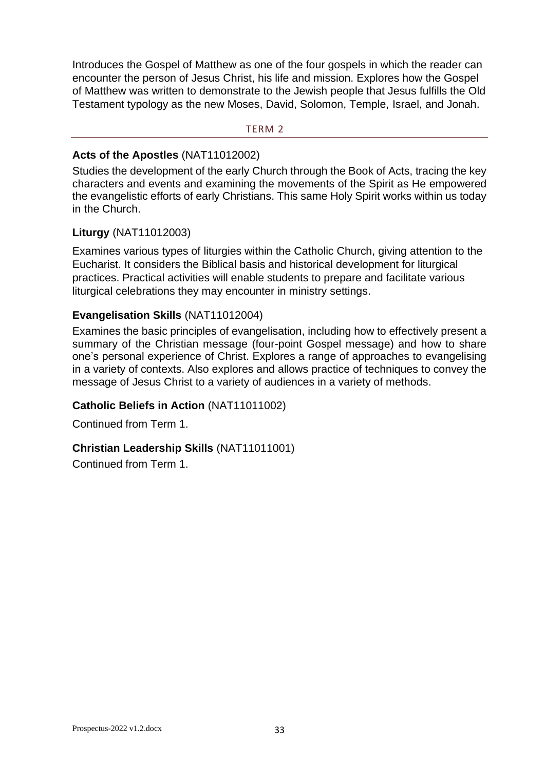Introduces the Gospel of Matthew as one of the four gospels in which the reader can encounter the person of Jesus Christ, his life and mission. Explores how the Gospel of Matthew was written to demonstrate to the Jewish people that Jesus fulfills the Old Testament typology as the new Moses, David, Solomon, Temple, Israel, and Jonah.

## TERM 2

**Acts of the Apostles** (NAT11012002)

Studies the development of the early Church through the Book of Acts, tracing the key characters and events and examining the movements of the Spirit as He empowered the evangelistic efforts of early Christians. This same Holy Spirit works within us today in the Church.

**Liturgy** (NAT11012003)

Examines various types of liturgies within the Catholic Church, giving attention to the Eucharist. It considers the Biblical basis and historical development for liturgical practices. Practical activities will enable students to prepare and facilitate various liturgical celebrations they may encounter in ministry settings.

**Evangelisation Skills** (NAT11012004)

Examines the basic principles of evangelisation, including how to effectively present a summary of the Christian message (four-point Gospel message) and how to share one's personal experience of Christ. Explores a range of approaches to evangelising in a variety of contexts. Also explores and allows practice of techniques to convey the message of Jesus Christ to a variety of audiences in a variety of methods.

**Catholic Beliefs in Action** (NAT11011002)

Continued from Term 1.

**Christian Leadership Skills** (NAT11011001)

Continued from Term 1.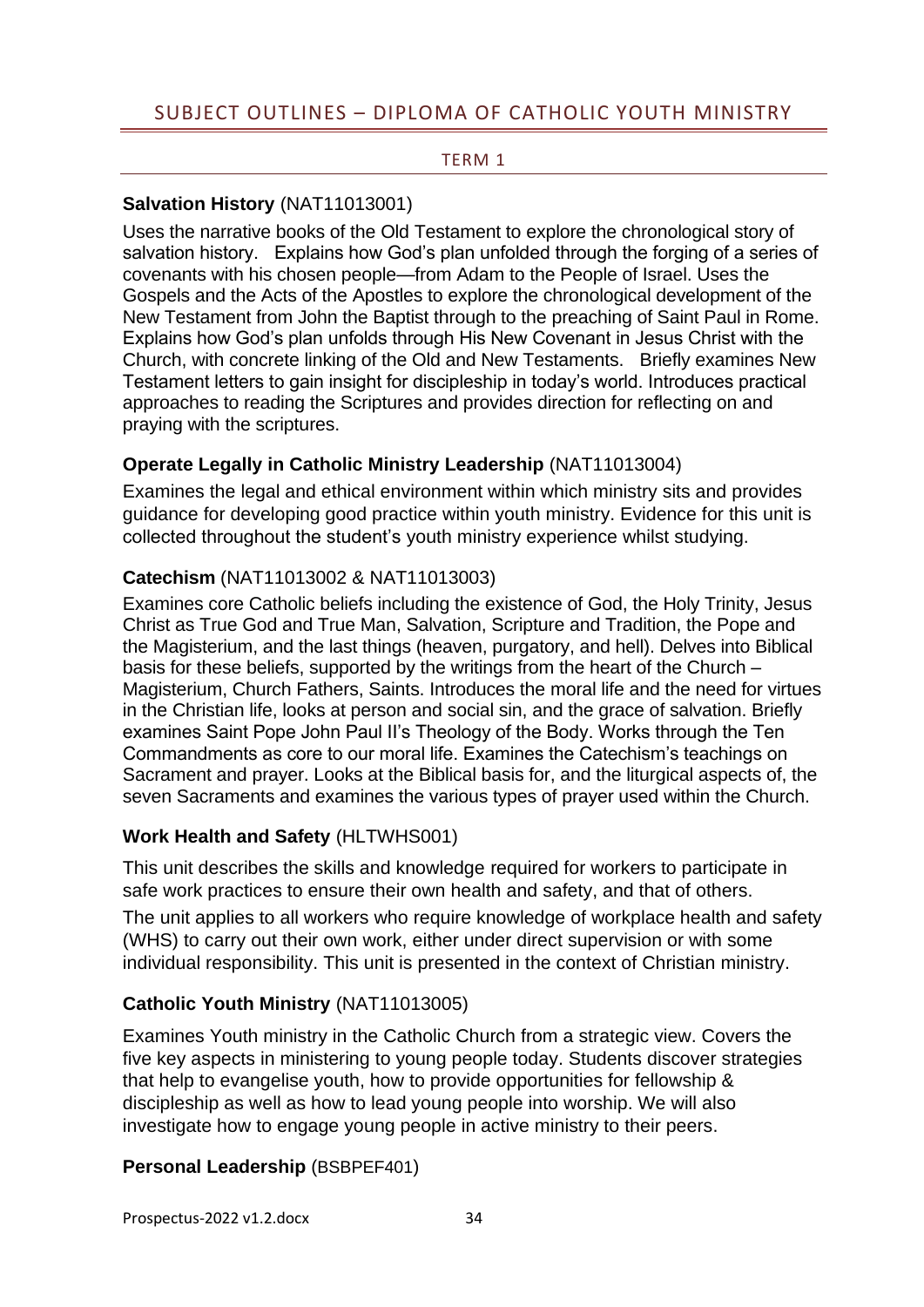## SUBJECT OUTLINES – DIPLOMA OF CATHOLIC YOUTH MINISTRY

### TERM 1

**Salvation History** (NAT11013001)

Uses the narrative books of the Old Testament to explore the chronological story of salvation history. Explains how God's plan unfolded through the forging of a series of covenants with his chosen people—from Adam to the People of Israel. Uses the Gospels and the Acts of the Apostles to explore the chronological development of the New Testament from John the Baptist through to the preaching of Saint Paul in Rome. Explains how God's plan unfolds through His New Covenant in Jesus Christ with the Church, with concrete linking of the Old and New Testaments. Briefly examines New Testament letters to gain insight for discipleship in today's world. Introduces practical approaches to reading the Scriptures and provides direction for reflecting on and praying with the scriptures.

**Operate Legally in Catholic Ministry Leadership** (NAT11013004)

Examines the legal and ethical environment within which ministry sits and provides guidance for developing good practice within youth ministry. Evidence for this unit is collected throughout the student's youth ministry experience whilst studying.

**Catechism** (NAT11013002 & NAT11013003)

Examines core Catholic beliefs including the existence of God, the Holy Trinity, Jesus Christ as True God and True Man, Salvation, Scripture and Tradition, the Pope and the Magisterium, and the last things (heaven, purgatory, and hell). Delves into Biblical basis for these beliefs, supported by the writings from the heart of the Church – Magisterium, Church Fathers, Saints. Introduces the moral life and the need for virtues in the Christian life, looks at person and social sin, and the grace of salvation. Briefly examines Saint Pope John Paul II's Theology of the Body. Works through the Ten Commandments as core to our moral life. Examines the Catechism's teachings on Sacrament and prayer. Looks at the Biblical basis for, and the liturgical aspects of, the seven Sacraments and examines the various types of prayer used within the Church.

**Work Health and Safety** (HLTWHS001)

This unit describes the skills and knowledge required for workers to participate in safe work practices to ensure their own health and safety, and that of others.

The unit applies to all workers who require knowledge of workplace health and safety (WHS) to carry out their own work, either under direct supervision or with some individual responsibility. This unit is presented in the context of Christian ministry.

**Catholic Youth Ministry** (NAT11013005)

Examines Youth ministry in the Catholic Church from a strategic view. Covers the five key aspects in ministering to young people today. Students discover strategies that help to evangelise youth, how to provide opportunities for fellowship & discipleship as well as how to lead young people into worship. We will also investigate how to engage young people in active ministry to their peers.

**Personal Leadership** (BSBPEF401)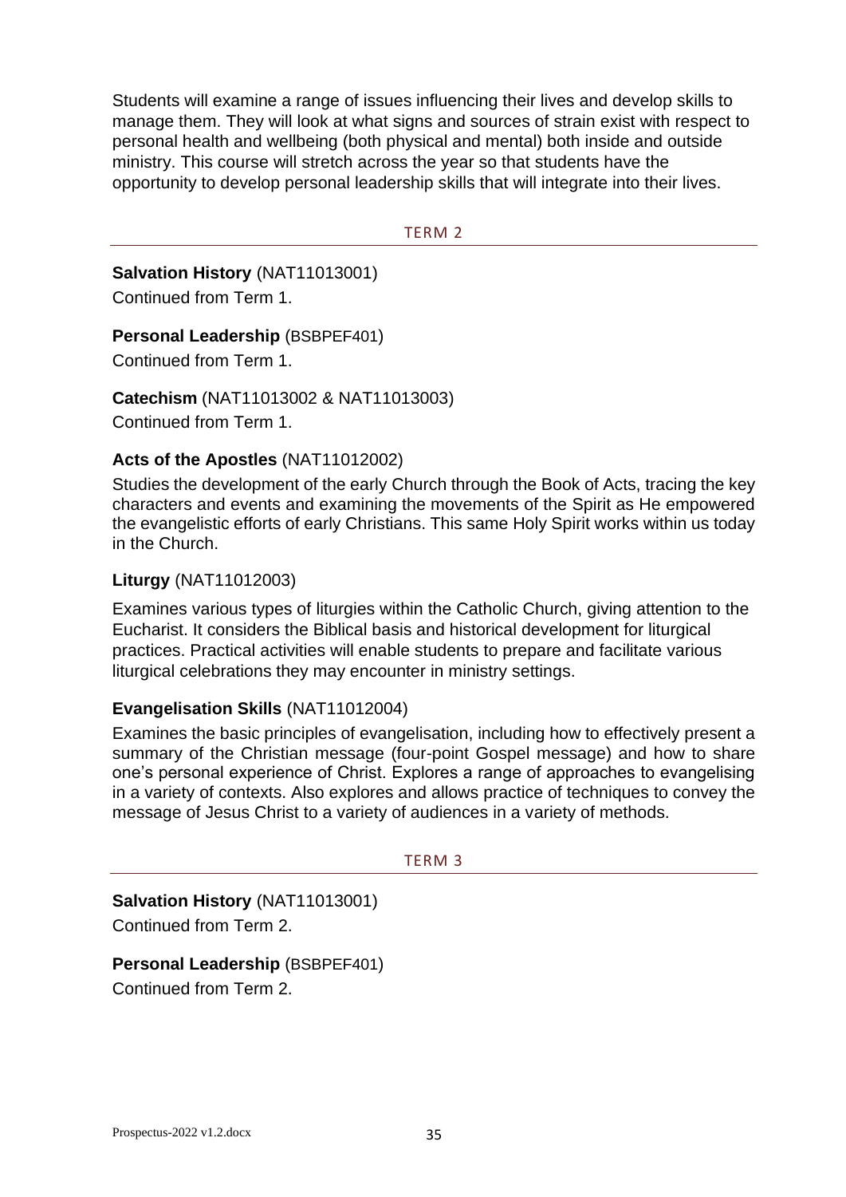Students will examine a range of issues influencing their lives and develop skills to manage them. They will look at what signs and sources of strain exist with respect to personal health and wellbeing (both physical and mental) both inside and outside ministry. This course will stretch across the year so that students have the opportunity to develop personal leadership skills that will integrate into their lives.

## TERM 2

**Salvation History** (NAT11013001)

Continued from Term 1.

**Personal Leadership** (BSBPEF401)

Continued from Term 1.

**Catechism** (NAT11013002 & NAT11013003)

Continued from Term 1.

**Acts of the Apostles** (NAT11012002)

Studies the development of the early Church through the Book of Acts, tracing the key characters and events and examining the movements of the Spirit as He empowered the evangelistic efforts of early Christians. This same Holy Spirit works within us today in the Church.

**Liturgy** (NAT11012003)

Examines various types of liturgies within the Catholic Church, giving attention to the Eucharist. It considers the Biblical basis and historical development for liturgical practices. Practical activities will enable students to prepare and facilitate various liturgical celebrations they may encounter in ministry settings.

**Evangelisation Skills** (NAT11012004)

Examines the basic principles of evangelisation, including how to effectively present a summary of the Christian message (four-point Gospel message) and how to share one's personal experience of Christ. Explores a range of approaches to evangelising in a variety of contexts. Also explores and allows practice of techniques to convey the message of Jesus Christ to a variety of audiences in a variety of methods.

## TERM 3

**Salvation History** (NAT11013001)

Continued from Term 2.

**Personal Leadership** (BSBPEF401)

Continued from Term 2.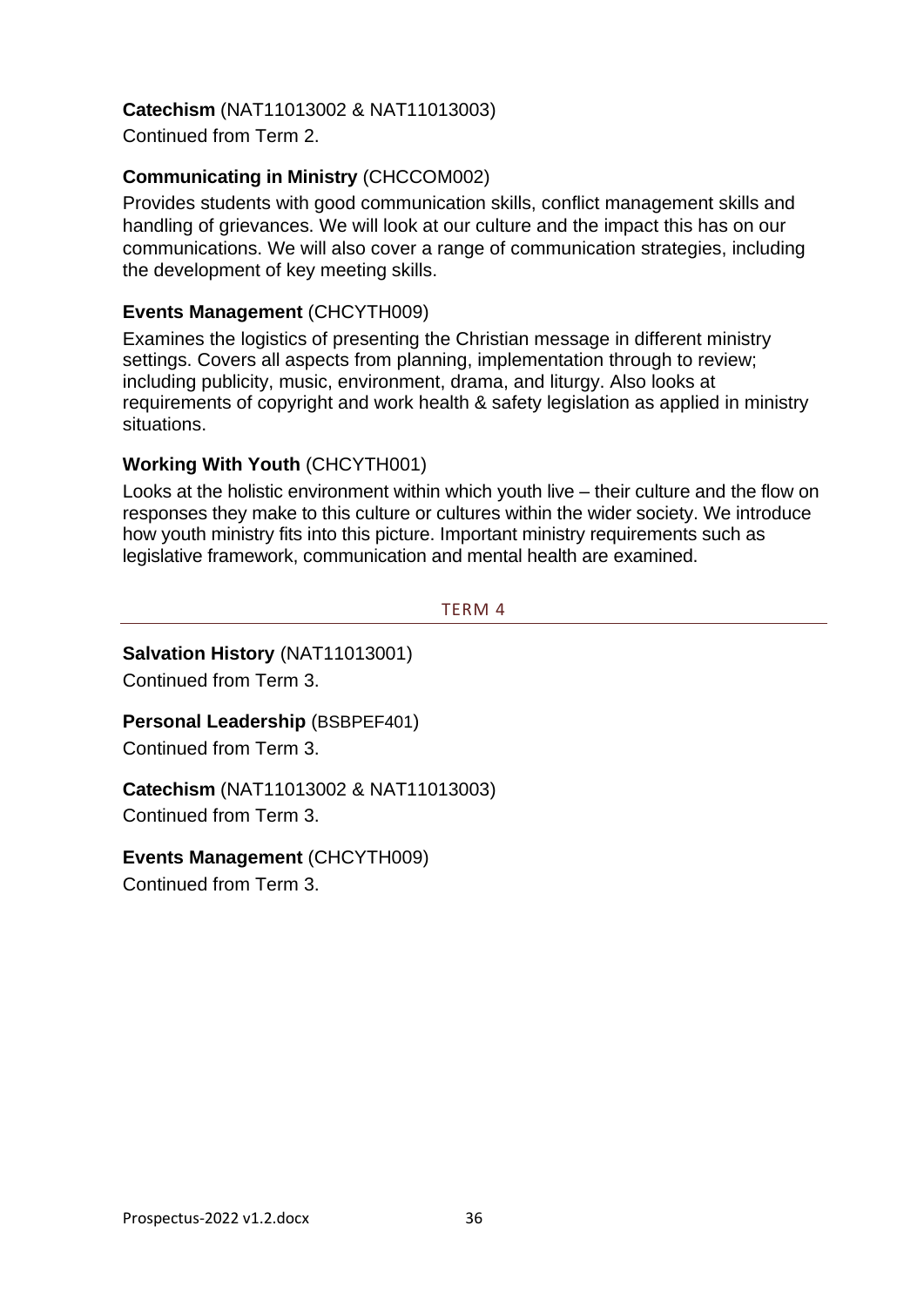**Catechism** (NAT11013002 & NAT11013003)

Continued from Term 2.

**Communicating in Ministry** (CHCCOM002)

Provides students with good communication skills, conflict management skills and handling of grievances. We will look at our culture and the impact this has on our communications. We will also cover a range of communication strategies, including the development of key meeting skills.

**Events Management** (CHCYTH009)

Examines the logistics of presenting the Christian message in different ministry settings. Covers all aspects from planning, implementation through to review; including publicity, music, environment, drama, and liturgy. Also looks at requirements of copyright and work health & safety legislation as applied in ministry situations.

**Working With Youth** (CHCYTH001)

Looks at the holistic environment within which youth live – their culture and the flow on responses they make to this culture or cultures within the wider society. We introduce how youth ministry fits into this picture. Important ministry requirements such as legislative framework, communication and mental health are examined.

## TERM 4

**Salvation History** (NAT11013001)

Continued from Term 3.

**Personal Leadership** (BSBPEF401)

Continued from Term 3.

**Catechism** (NAT11013002 & NAT11013003)

Continued from Term 3.

**Events Management** (CHCYTH009)

Continued from Term 3.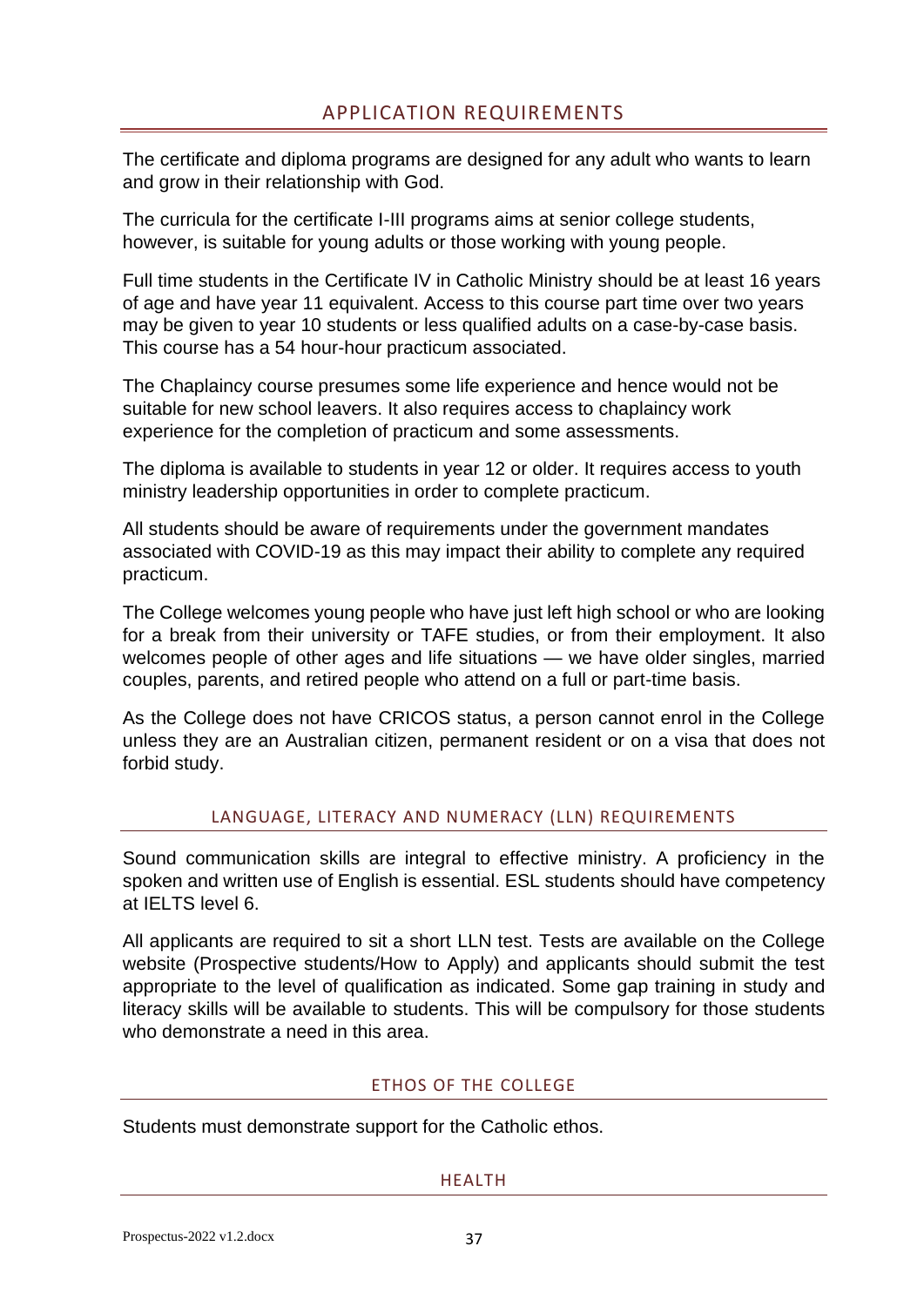## APPLICATION REQUIREMENTS

The certificate and diploma programs are designed for any adult who wants to learn and grow in their relationship with God.

The curricula for the certificate I-III programs aims at senior college students, however, is suitable for young adults or those working with young people.

Full time students in the Certificate IV in Catholic Ministry should be at least 16 years of age and have year 11 equivalent. Access to this course part time over two years may be given to year 10 students or less qualified adults on a case-by-case basis. This course has a 54 hour-hour practicum associated.

The Chaplaincy course presumes some life experience and hence would not be suitable for new school leavers. It also requires access to chaplaincy work experience for the completion of practicum and some assessments.

The diploma is available to students in year 12 or older. It requires access to youth ministry leadership opportunities in order to complete practicum.

All students should be aware of requirements under the government mandates associated with COVID-19 as this may impact their ability to complete any required practicum.

The College welcomes young people who have just left high school or who are looking for a break from their university or TAFE studies, or from their employment. It also welcomes people of other ages and life situations — we have older singles, married couples, parents, and retired people who attend on a full or part-time basis.

As the College does not have CRICOS status, a person cannot enrol in the College unless they are an Australian citizen, permanent resident or on a visa that does not forbid study.

### LANGUAGE, LITERACY AND NUMERACY (LLN) REQUIREMENTS

Sound communication skills are integral to effective ministry. A proficiency in the spoken and written use of English is essential. ESL students should have competency at IELTS level 6.

All applicants are required to sit a short LLN test. Tests are available on the College website (Prospective students/How to Apply) and applicants should submit the test appropriate to the level of qualification as indicated. Some gap training in study and literacy skills will be available to students. This will be compulsory for those students who demonstrate a need in this area.

### ETHOS OF THE COLLEGE

Students must demonstrate support for the Catholic ethos.

### HEALTH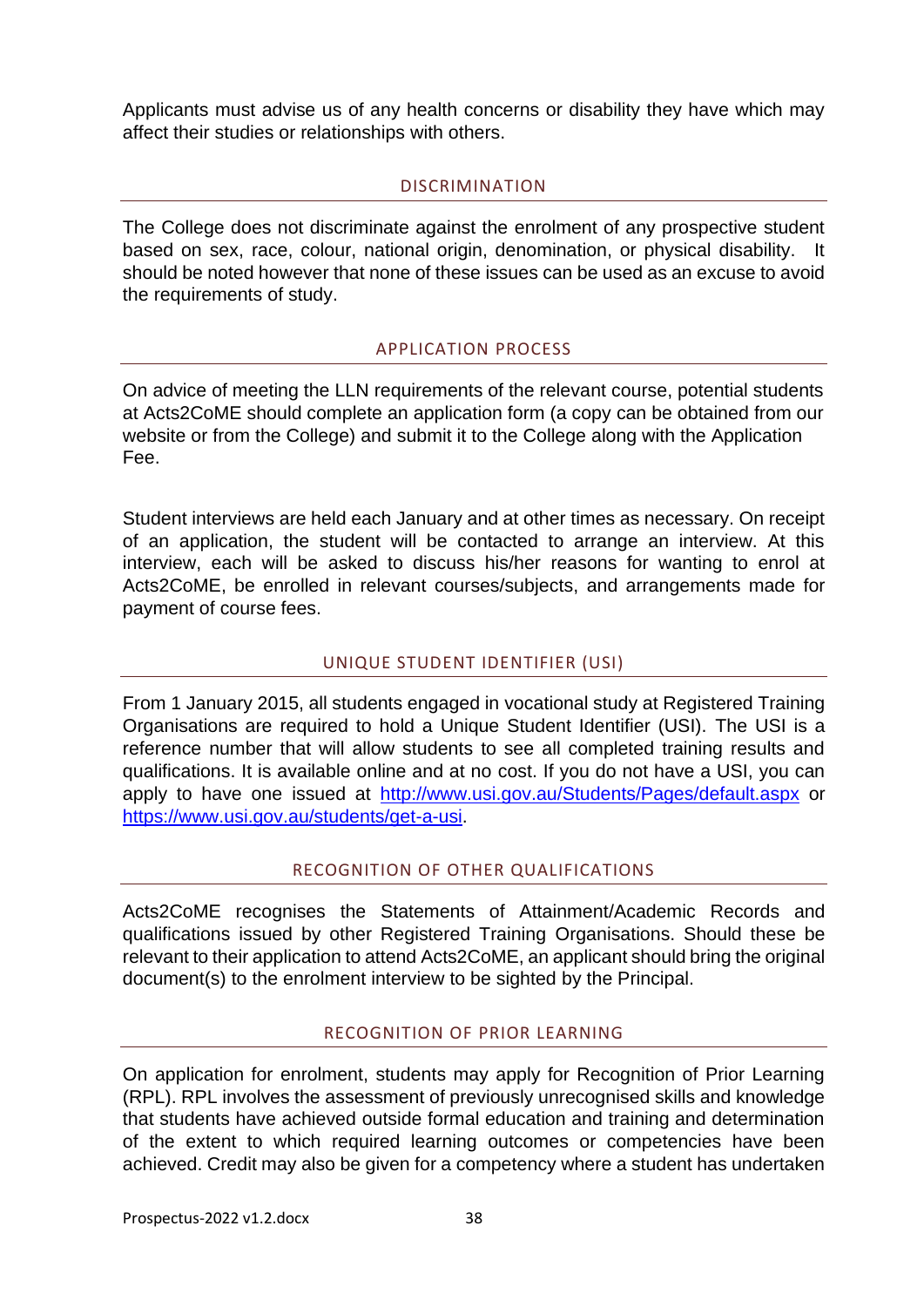Applicants must advise us of any health concerns or disability they have which may affect their studies or relationships with others.

## DISCRIMINATION

The College does not discriminate against the enrolment of any prospective student based on sex, race, colour, national origin, denomination, or physical disability. It should be noted however that none of these issues can be used as an excuse to avoid the requirements of study.

## APPLICATION PROCESS

On advice of meeting the LLN requirements of the relevant course, potential students at Acts2CoME should complete an application form (a copy can be obtained from our website or from the College) and submit it to the College along with the Application Fee.

Student interviews are held each January and at other times as necessary. On receipt of an application, the student will be contacted to arrange an interview. At this interview, each will be asked to discuss his/her reasons for wanting to enrol at Acts2CoME, be enrolled in relevant courses/subjects, and arrangements made for payment of course fees.

## UNIQUE STUDENT IDENTIFIER (USI)

From 1 January 2015, all students engaged in vocational study at Registered Training Organisations are required to hold a Unique Student Identifier (USI). The USI is a reference number that will allow students to see all completed training results and qualifications. It is available online and at no cost. If you do not have a USI, you can apply to have one issued at [http://www.usi.gov.au/Students/Pages/default.aspx](http://www.usi.gov.au/Students/Pages/default.aspx) or [https://www.usi.gov.au/students/get-a-usi](https://www.usi.gov.au/students/get-a-usi).

## RECOGNITION OF OTHER QUALIFICATIONS

Acts2CoME recognises the Statements of Attainment/Academic Records and qualifications issued by other Registered Training Organisations. Should these be relevant to their application to attend Acts2CoME, an applicant should bring the original document(s) to the enrolment interview to be sighted by the Principal.

## RECOGNITION OF PRIOR LEARNING

On application for enrolment, students may apply for Recognition of Prior Learning (RPL). RPL involves the assessment of previously unrecognised skills and knowledge that students have achieved outside formal education and training and determination of the extent to which required learning outcomes or competencies have been achieved. Credit may also be given for a competency where a student has undertaken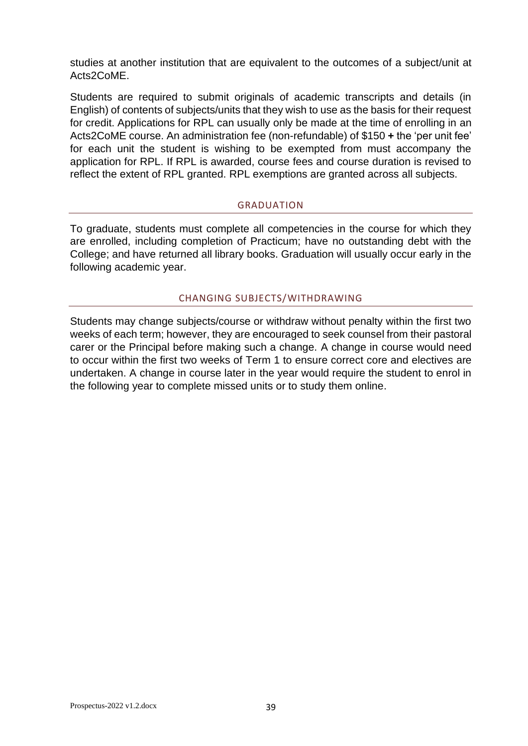studies at another institution that are equivalent to the outcomes of a subject/unit at Acts2CoME.

Students are required to submit originals of academic transcripts and details (in English) of contents of subjects/units that they wish to use as the basis for their request for credit. Applications for RPL can usually only be made at the time of enrolling in an Acts2CoME course. An administration fee (non-refundable) of $150 **+** the 'per unit fee' for each unit the student is wishing to be exempted from must accompany the application for RPL. If RPL is awarded, course fees and course duration is revised to reflect the extent of RPL granted. RPL exemptions are granted across all subjects.

## GRADUATION

To graduate, students must complete all competencies in the course for which they are enrolled, including completion of Practicum; have no outstanding debt with the College; and have returned all library books. Graduation will usually occur early in the following academic year.

## CHANGING SUBJECTS/WITHDRAWING

Students may change subjects/course or withdraw without penalty within the first two weeks of each term; however, they are encouraged to seek counsel from their pastoral carer or the Principal before making such a change. A change in course would need to occur within the first two weeks of Term 1 to ensure correct core and electives are undertaken. A change in course later in the year would require the student to enrol in the following year to complete missed units or to study them online.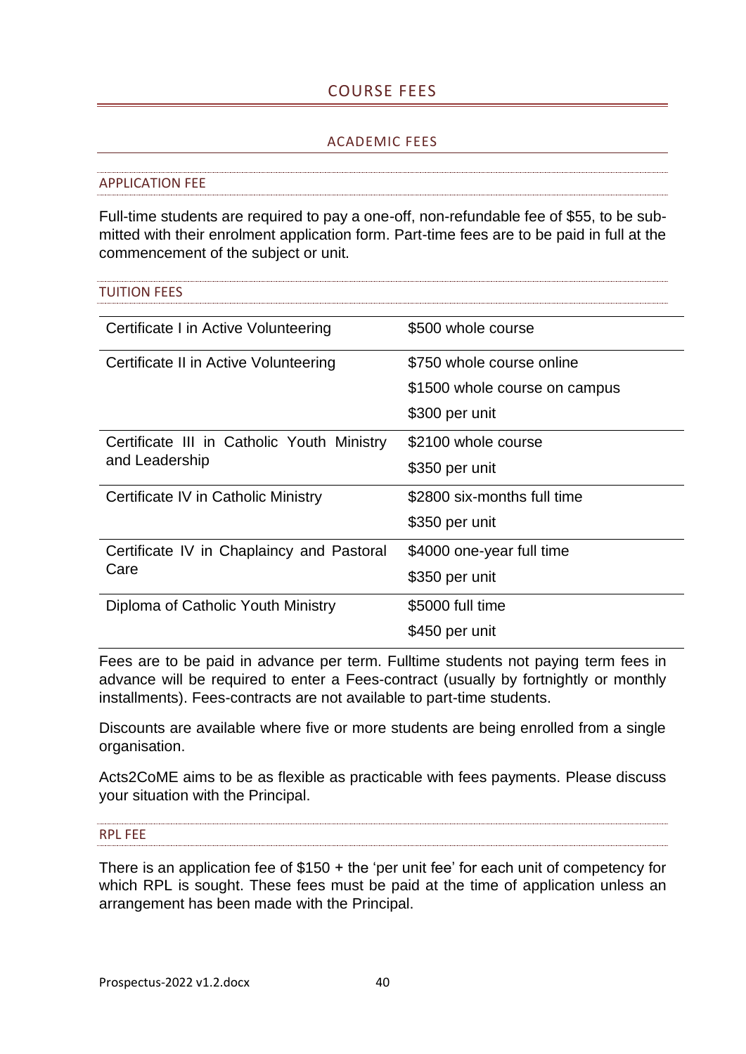# COURSE FEES

## ACADEMIC FEES

### APPLICATION FEE

Full-time students are required to pay a one-off, non-refundable fee of $55, to be submitted with their enrolment application form. Part-time fees are to be paid in full at the commencement of the subject or unit.

### TUITION FEES

| Course | Fees |
|---|---|
| Certificate I in Active Volunteering | $500 whole course |
| Certificate II in Active Volunteering | $750 whole course online<br>$1500 whole course on campus<br>$300 per unit |
| Certificate III in Catholic Youth Ministry and Leadership | $2100 whole course<br>$350 per unit |
| Certificate IV in Catholic Ministry | $2800 six-months full time<br>$350 per unit |
| Certificate IV in Chaplaincy and Pastoral Care | $4000 one-year full time<br>$350 per unit |
| Diploma of Catholic Youth Ministry | $5000 full time<br>$450 per unit |

Fees are to be paid in advance per term. Fulltime students not paying term fees in advance will be required to enter a Fees-contract (usually by fortnightly or monthly installments). Fees-contracts are not available to part-time students.

Discounts are available where five or more students are being enrolled from a single organisation.

Acts2CoME aims to be as flexible as practicable with fees payments. Please discuss your situation with the Principal.

### RPL FEE

There is an application fee of $150 + the 'per unit fee' for each unit of competency for which RPL is sought. These fees must be paid at the time of application unless an arrangement has been made with the Principal.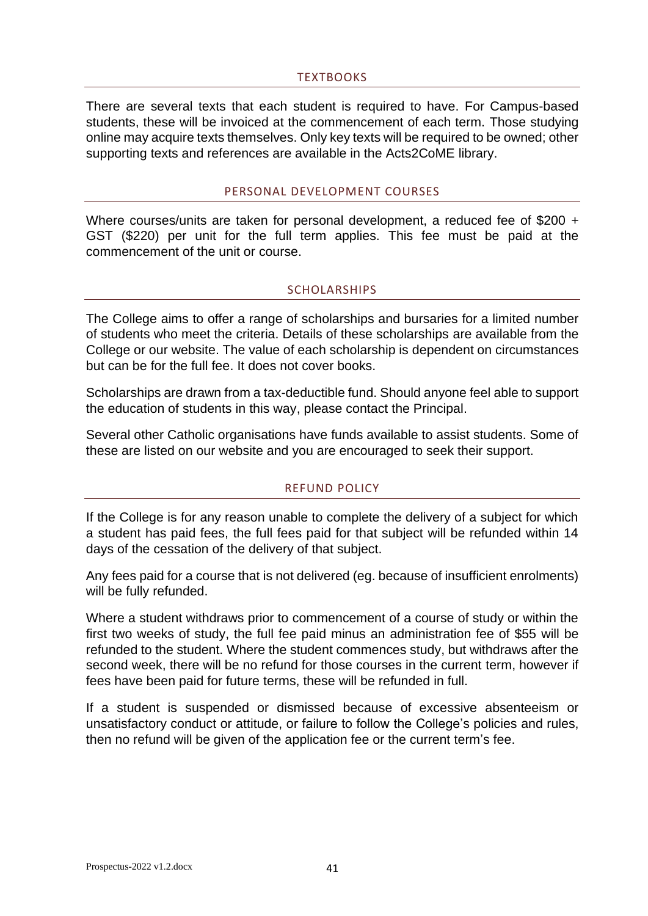## TEXTBOOKS

There are several texts that each student is required to have. For Campus-based students, these will be invoiced at the commencement of each term. Those studying online may acquire texts themselves. Only key texts will be required to be owned; other supporting texts and references are available in the Acts2CoME library.

## PERSONAL DEVELOPMENT COURSES

Where courses/units are taken for personal development, a reduced fee of $200 + GST ($220) per unit for the full term applies. This fee must be paid at the commencement of the unit or course.

## SCHOLARSHIPS

The College aims to offer a range of scholarships and bursaries for a limited number of students who meet the criteria. Details of these scholarships are available from the College or our website. The value of each scholarship is dependent on circumstances but can be for the full fee. It does not cover books.

Scholarships are drawn from a tax-deductible fund. Should anyone feel able to support the education of students in this way, please contact the Principal.

Several other Catholic organisations have funds available to assist students. Some of these are listed on our website and you are encouraged to seek their support.

## REFUND POLICY

If the College is for any reason unable to complete the delivery of a subject for which a student has paid fees, the full fees paid for that subject will be refunded within 14 days of the cessation of the delivery of that subject.

Any fees paid for a course that is not delivered (eg. because of insufficient enrolments) will be fully refunded.

Where a student withdraws prior to commencement of a course of study or within the first two weeks of study, the full fee paid minus an administration fee of $55 will be refunded to the student. Where the student commences study, but withdraws after the second week, there will be no refund for those courses in the current term, however if fees have been paid for future terms, these will be refunded in full.

If a student is suspended or dismissed because of excessive absenteeism or unsatisfactory conduct or attitude, or failure to follow the College's policies and rules, then no refund will be given of the application fee or the current term's fee.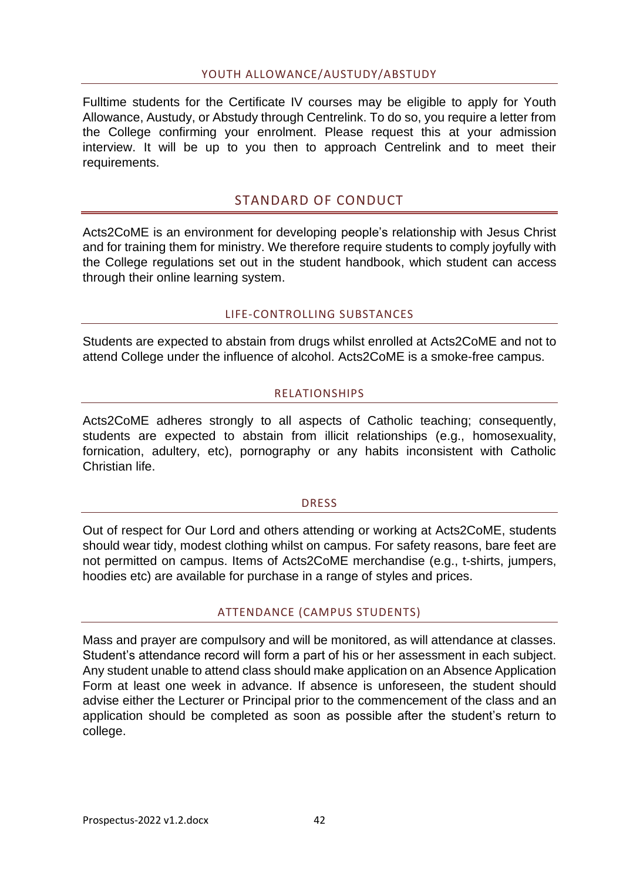### YOUTH ALLOWANCE/AUSTUDY/ABSTUDY

Fulltime students for the Certificate IV courses may be eligible to apply for Youth Allowance, Austudy, or Abstudy through Centrelink. To do so, you require a letter from the College confirming your enrolment. Please request this at your admission interview. It will be up to you then to approach Centrelink and to meet their requirements.

## STANDARD OF CONDUCT

Acts2CoME is an environment for developing people's relationship with Jesus Christ and for training them for ministry. We therefore require students to comply joyfully with the College regulations set out in the student handbook, which student can access through their online learning system.

### LIFE-CONTROLLING SUBSTANCES

Students are expected to abstain from drugs whilst enrolled at Acts2CoME and not to attend College under the influence of alcohol. Acts2CoME is a smoke-free campus.

### RELATIONSHIPS

Acts2CoME adheres strongly to all aspects of Catholic teaching; consequently, students are expected to abstain from illicit relationships (e.g., homosexuality, fornication, adultery, etc), pornography or any habits inconsistent with Catholic Christian life.

### DRESS

Out of respect for Our Lord and others attending or working at Acts2CoME, students should wear tidy, modest clothing whilst on campus. For safety reasons, bare feet are not permitted on campus. Items of Acts2CoME merchandise (e.g., t-shirts, jumpers, hoodies etc) are available for purchase in a range of styles and prices.

### ATTENDANCE (CAMPUS STUDENTS)

Mass and prayer are compulsory and will be monitored, as will attendance at classes. Student's attendance record will form a part of his or her assessment in each subject. Any student unable to attend class should make application on an Absence Application Form at least one week in advance. If absence is unforeseen, the student should advise either the Lecturer or Principal prior to the commencement of the class and an application should be completed as soon as possible after the student's return to college.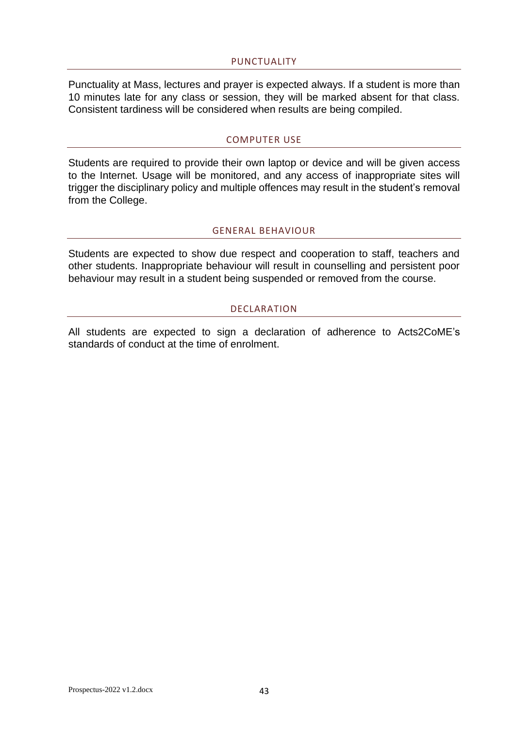## PUNCTUALITY

Punctuality at Mass, lectures and prayer is expected always. If a student is more than 10 minutes late for any class or session, they will be marked absent for that class. Consistent tardiness will be considered when results are being compiled.

## COMPUTER USE

Students are required to provide their own laptop or device and will be given access to the Internet. Usage will be monitored, and any access of inappropriate sites will trigger the disciplinary policy and multiple offences may result in the student's removal from the College.

## GENERAL BEHAVIOUR

Students are expected to show due respect and cooperation to staff, teachers and other students. Inappropriate behaviour will result in counselling and persistent poor behaviour may result in a student being suspended or removed from the course.

## DECLARATION

All students are expected to sign a declaration of adherence to Acts2CoME's standards of conduct at the time of enrolment.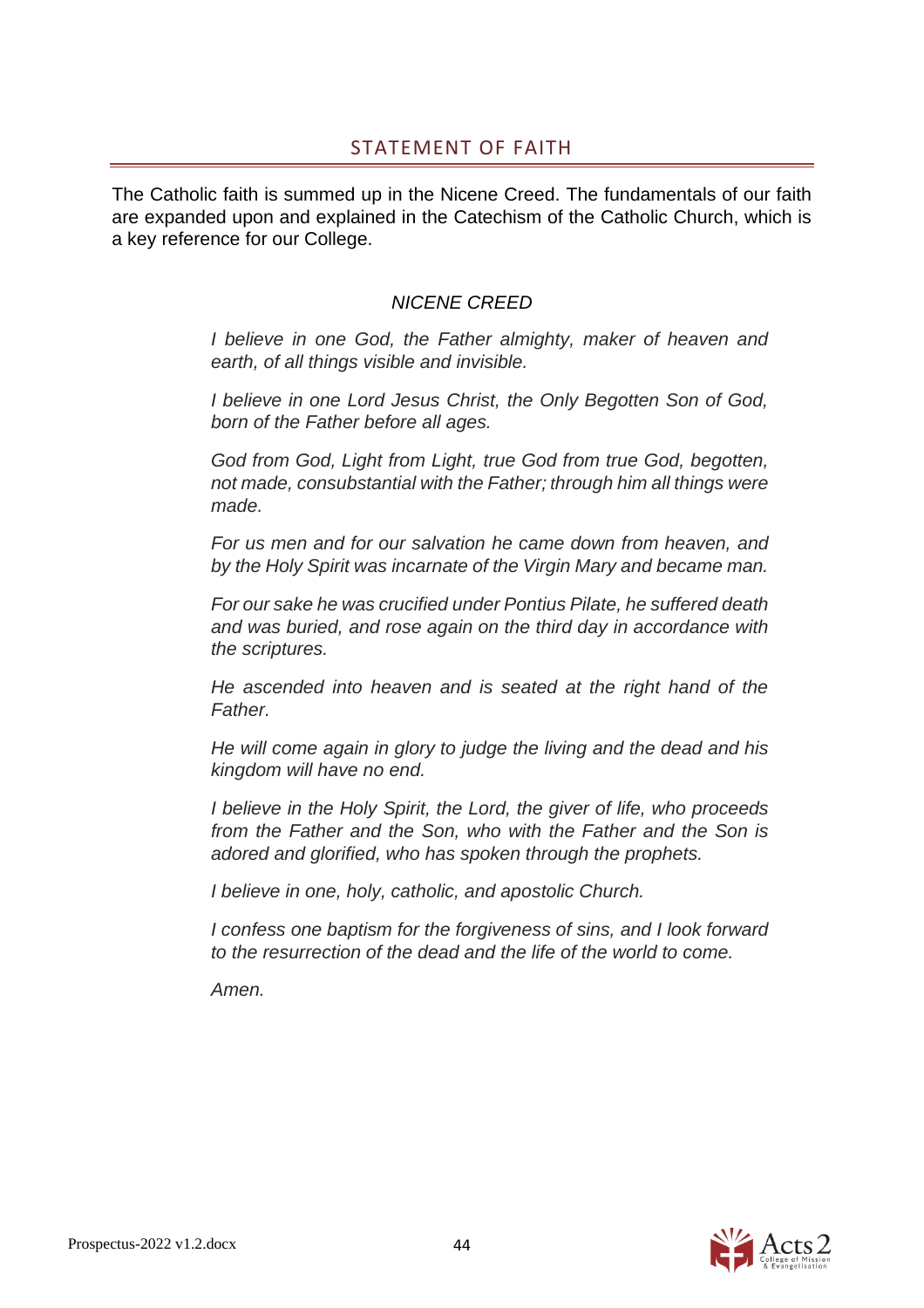## STATEMENT OF FAITH

The Catholic faith is summed up in the Nicene Creed. The fundamentals of our faith are expanded upon and explained in the Catechism of the Catholic Church, which is a key reference for our College.

### *NICENE CREED*

*I believe in one God, the Father almighty, maker of heaven and earth, of all things visible and invisible.*

*I believe in one Lord Jesus Christ, the Only Begotten Son of God, born of the Father before all ages.*

*God from God, Light from Light, true God from true God, begotten, not made, consubstantial with the Father; through him all things were made.*

*For us men and for our salvation he came down from heaven, and by the Holy Spirit was incarnate of the Virgin Mary and became man.*

*For our sake he was crucified under Pontius Pilate, he suffered death and was buried, and rose again on the third day in accordance with the scriptures.*

*He ascended into heaven and is seated at the right hand of the Father.*

*He will come again in glory to judge the living and the dead and his kingdom will have no end.*

*I believe in the Holy Spirit, the Lord, the giver of life, who proceeds from the Father and the Son, who with the Father and the Son is adored and glorified, who has spoken through the prophets.*

*I believe in one, holy, catholic, and apostolic Church.*

*I confess one baptism for the forgiveness of sins, and I look forward to the resurrection of the dead and the life of the world to come.*

*Amen.*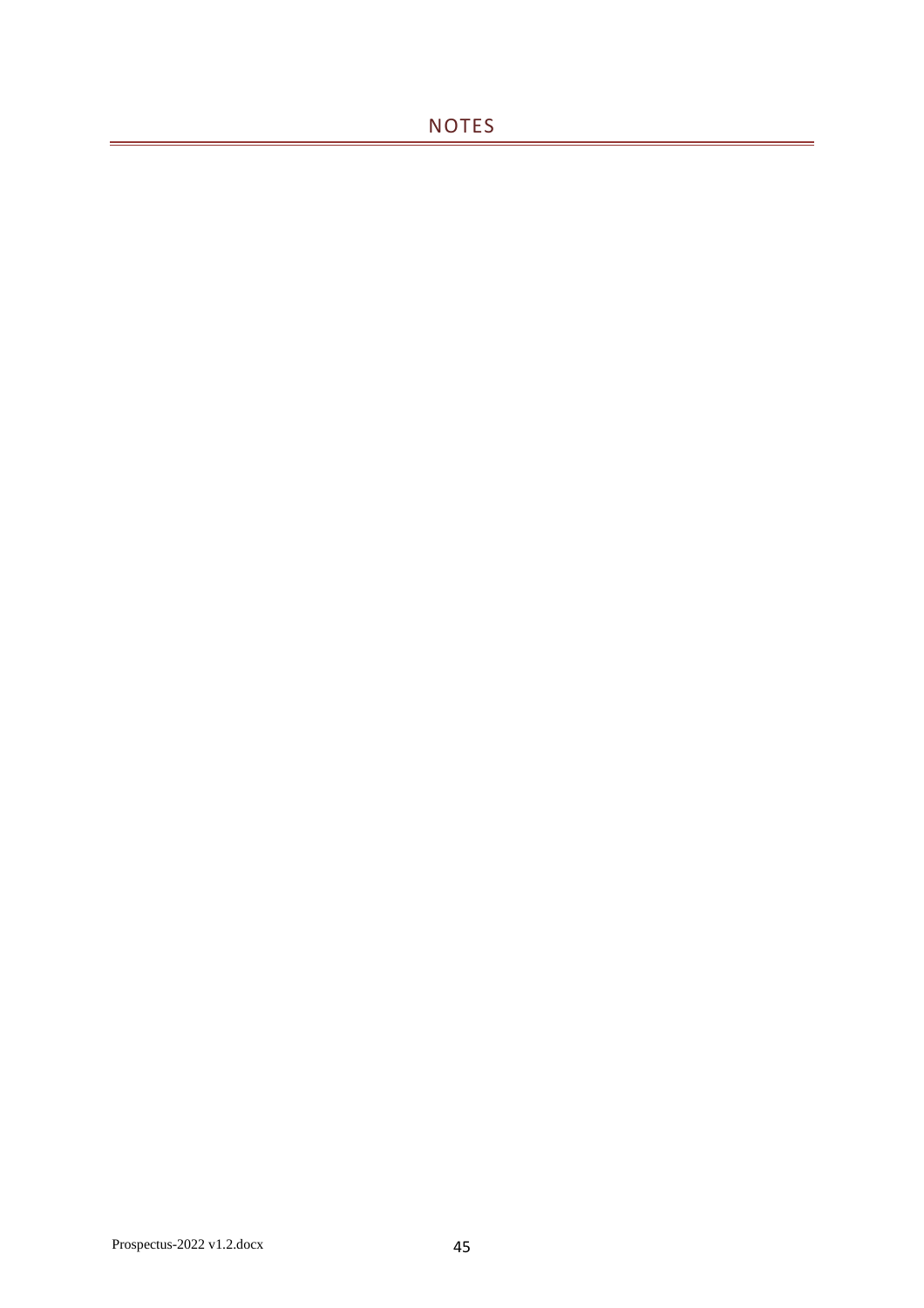# NOTES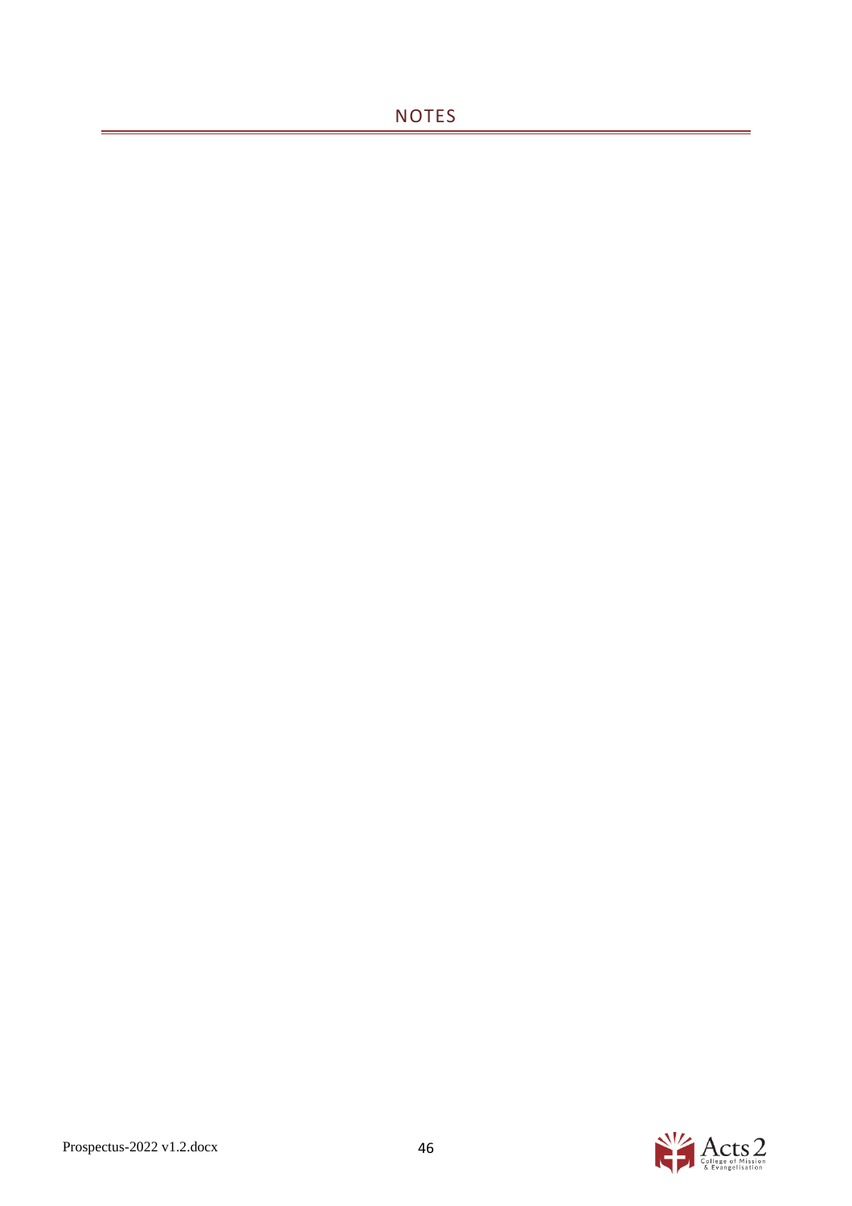# NOTES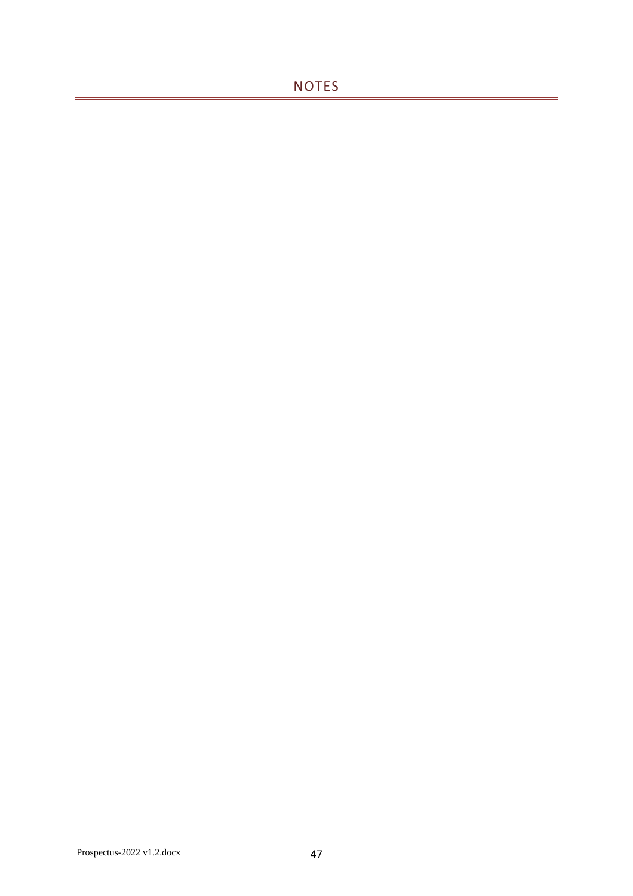# NOTES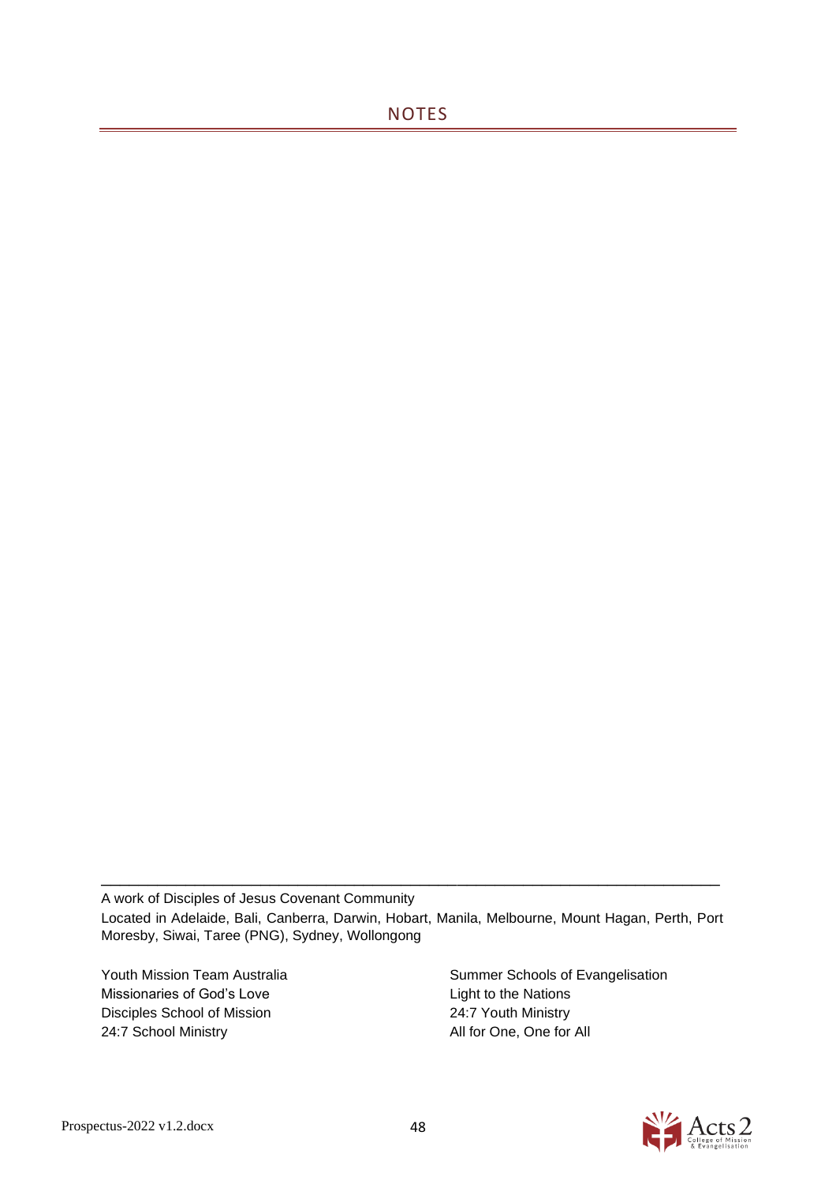## NOTES

---

A work of Disciples of Jesus Covenant Community

Located in Adelaide, Bali, Canberra, Darwin, Hobart, Manila, Melbourne, Mount Hagan, Perth, Port Moresby, Siwai, Taree (PNG), Sydney, Wollongong

Youth Mission Team Australia
Missionaries of God's Love
Disciples School of Mission
24:7 School Ministry

Summer Schools of Evangelisation
Light to the Nations
24:7 Youth Ministry
All for One, One for All